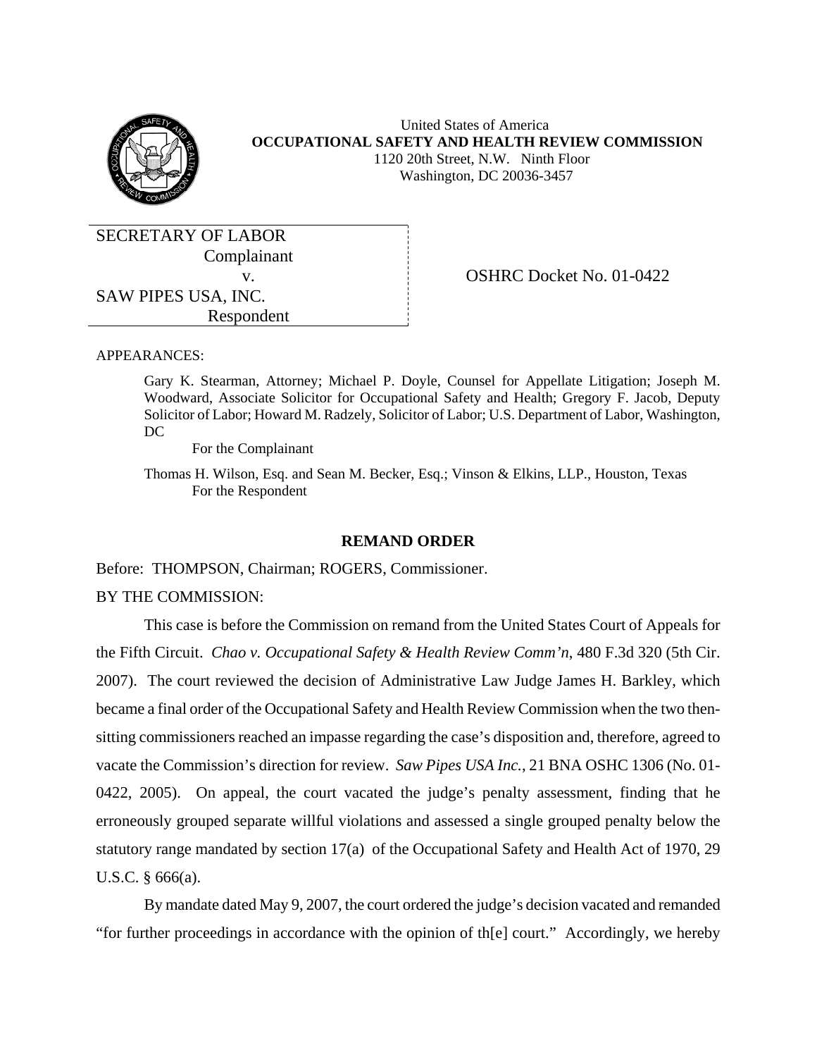United States of America
**OCCUPATIONAL SAFETY AND HEALTH REVIEW COMMISSION**
1120 20th Street, N.W. Ninth Floor
Washington, DC 20036-3457

SECRETARY OF LABOR
Complainant
v.
SAW PIPES USA, INC.
Respondent

OSHRC Docket No. 01-0422

APPEARANCES:

Gary K. Stearman, Attorney; Michael P. Doyle, Counsel for Appellate Litigation; Joseph M. Woodward, Associate Solicitor for Occupational Safety and Health; Gregory F. Jacob, Deputy Solicitor of Labor; Howard M. Radzely, Solicitor of Labor; U.S. Department of Labor, Washington, DC
For the Complainant

Thomas H. Wilson, Esq. and Sean M. Becker, Esq.; Vinson & Elkins, LLP., Houston, Texas
For the Respondent

## REMAND ORDER

Before: THOMPSON, Chairman; ROGERS, Commissioner.

BY THE COMMISSION:

This case is before the Commission on remand from the United States Court of Appeals for the Fifth Circuit. *Chao v. Occupational Safety & Health Review Comm'n*, 480 F.3d 320 (5th Cir. 2007). The court reviewed the decision of Administrative Law Judge James H. Barkley, which became a final order of the Occupational Safety and Health Review Commission when the two then-sitting commissioners reached an impasse regarding the case's disposition and, therefore, agreed to vacate the Commission's direction for review. *Saw Pipes USA Inc.*, 21 BNA OSHC 1306 (No. 01-0422, 2005). On appeal, the court vacated the judge's penalty assessment, finding that he erroneously grouped separate willful violations and assessed a single grouped penalty below the statutory range mandated by section 17(a) of the Occupational Safety and Health Act of 1970, 29 U.S.C. § 666(a).

By mandate dated May 9, 2007, the court ordered the judge's decision vacated and remanded "for further proceedings in accordance with the opinion of th[e] court." Accordingly, we hereby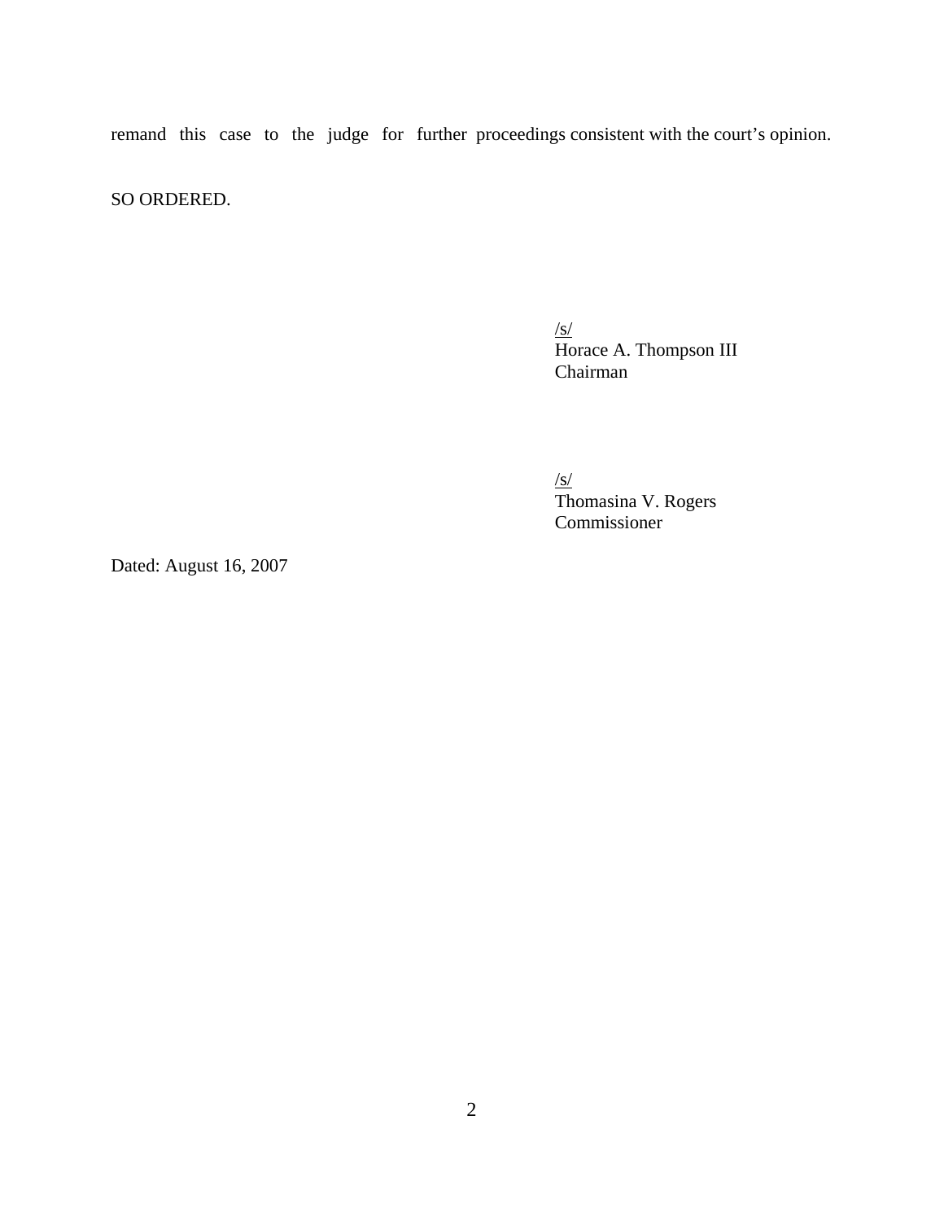remand this case to the judge for further proceedings consistent with the court's opinion.

SO ORDERED.

/s/
Horace A. Thompson III
Chairman

/s/
Thomasina V. Rogers
Commissioner

Dated: August 16, 2007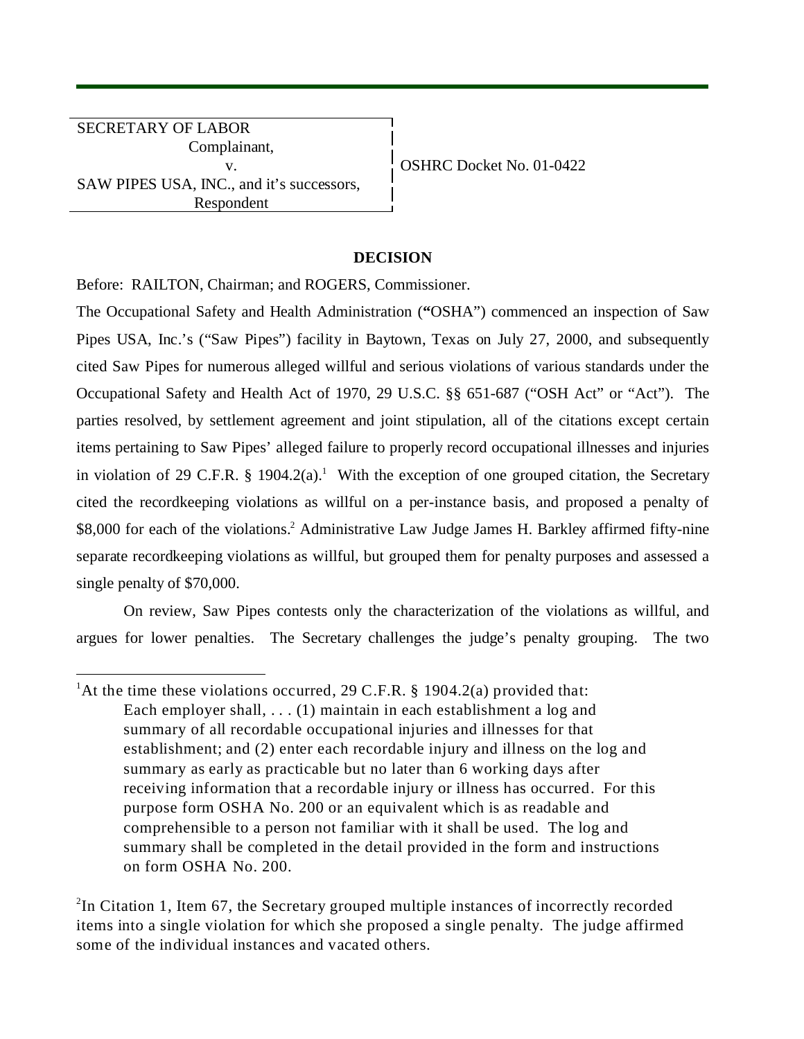| SECRETARY OF LABOR | |
|---|---|
| Complainant, | |
| v. | OSHRC Docket No. 01-0422 |
| SAW PIPES USA, INC., and it's successors, | |
| Respondent | |

**DECISION**

Before: RAILTON, Chairman; and ROGERS, Commissioner.

The Occupational Safety and Health Administration ("OSHA") commenced an inspection of Saw Pipes USA, Inc.'s ("Saw Pipes") facility in Baytown, Texas on July 27, 2000, and subsequently cited Saw Pipes for numerous alleged willful and serious violations of various standards under the Occupational Safety and Health Act of 1970, 29 U.S.C. §§ 651-687 ("OSH Act" or "Act"). The parties resolved, by settlement agreement and joint stipulation, all of the citations except certain items pertaining to Saw Pipes' alleged failure to properly record occupational illnesses and injuries in violation of 29 C.F.R. § 1904.2(a).[1] With the exception of one grouped citation, the Secretary cited the recordkeeping violations as willful on a per-instance basis, and proposed a penalty of $8,000 for each of the violations.[2] Administrative Law Judge James H. Barkley affirmed fifty-nine separate recordkeeping violations as willful, but grouped them for penalty purposes and assessed a single penalty of $70,000.

On review, Saw Pipes contests only the characterization of the violations as willful, and argues for lower penalties. The Secretary challenges the judge's penalty grouping. The two

---

[1]At the time these violations occurred, 29 C.F.R. § 1904.2(a) provided that:

> Each employer shall, . . . (1) maintain in each establishment a log and summary of all recordable occupational injuries and illnesses for that establishment; and (2) enter each recordable injury and illness on the log and summary as early as practicable but no later than 6 working days after receiving information that a recordable injury or illness has occurred. For this purpose form OSHA No. 200 or an equivalent which is as readable and comprehensible to a person not familiar with it shall be used. The log and summary shall be completed in the detail provided in the form and instructions on form OSHA No. 200.

[2]In Citation 1, Item 67, the Secretary grouped multiple instances of incorrectly recorded items into a single violation for which she proposed a single penalty. The judge affirmed some of the individual instances and vacated others.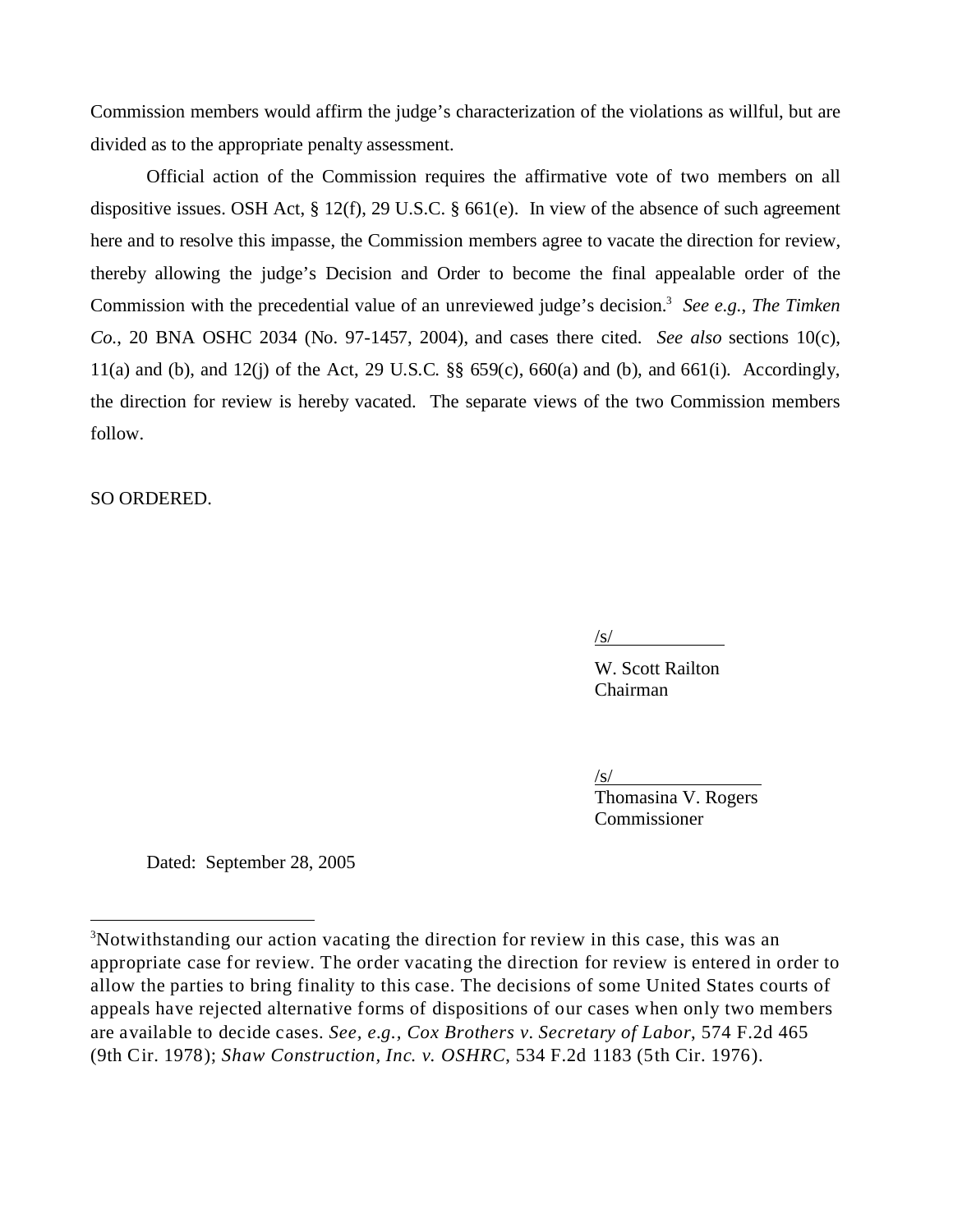Commission members would affirm the judge's characterization of the violations as willful, but are divided as to the appropriate penalty assessment.

Official action of the Commission requires the affirmative vote of two members on all dispositive issues. OSH Act, § 12(f), 29 U.S.C. § 661(e). In view of the absence of such agreement here and to resolve this impasse, the Commission members agree to vacate the direction for review, thereby allowing the judge's Decision and Order to become the final appealable order of the Commission with the precedential value of an unreviewed judge's decision.[3] *See e.g.*, *The Timken Co.*, 20 BNA OSHC 2034 (No. 97-1457, 2004), and cases there cited. *See also* sections 10(c), 11(a) and (b), and 12(j) of the Act, 29 U.S.C. §§ 659(c), 660(a) and (b), and 661(i). Accordingly, the direction for review is hereby vacated. The separate views of the two Commission members follow.

SO ORDERED.

/s/
W. Scott Railton
Chairman

/s/
Thomasina V. Rogers
Commissioner

Dated: September 28, 2005

[3]Notwithstanding our action vacating the direction for review in this case, this was an appropriate case for review. The order vacating the direction for review is entered in order to allow the parties to bring finality to this case. The decisions of some United States courts of appeals have rejected alternative forms of dispositions of our cases when only two members are available to decide cases. *See, e.g., Cox Brothers v. Secretary of Labor*, 574 F.2d 465 (9th Cir. 1978); *Shaw Construction, Inc. v. OSHRC*, 534 F.2d 1183 (5th Cir. 1976).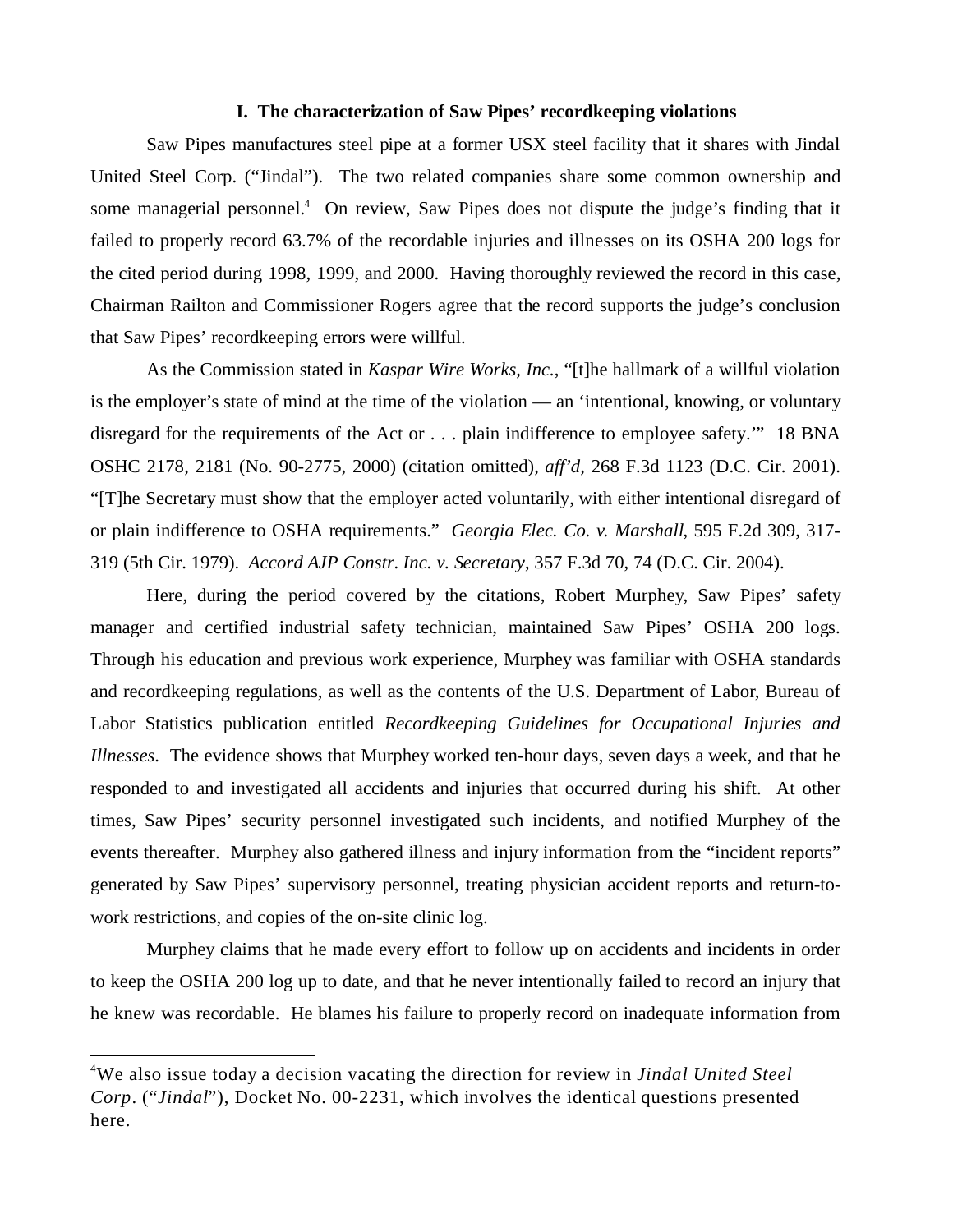### I. The characterization of Saw Pipes' recordkeeping violations

Saw Pipes manufactures steel pipe at a former USX steel facility that it shares with Jindal United Steel Corp. ("Jindal"). The two related companies share some common ownership and some managerial personnel.[4] On review, Saw Pipes does not dispute the judge's finding that it failed to properly record 63.7% of the recordable injuries and illnesses on its OSHA 200 logs for the cited period during 1998, 1999, and 2000. Having thoroughly reviewed the record in this case, Chairman Railton and Commissioner Rogers agree that the record supports the judge's conclusion that Saw Pipes' recordkeeping errors were willful.

As the Commission stated in *Kaspar Wire Works, Inc.*, "[t]he hallmark of a willful violation is the employer's state of mind at the time of the violation — an 'intentional, knowing, or voluntary disregard for the requirements of the Act or . . . plain indifference to employee safety.'" 18 BNA OSHC 2178, 2181 (No. 90-2775, 2000) (citation omitted), *aff'd*, 268 F.3d 1123 (D.C. Cir. 2001). "[T]he Secretary must show that the employer acted voluntarily, with either intentional disregard of or plain indifference to OSHA requirements." *Georgia Elec. Co. v. Marshall*, 595 F.2d 309, 317-319 (5th Cir. 1979). *Accord AJP Constr. Inc. v. Secretary*, 357 F.3d 70, 74 (D.C. Cir. 2004).

Here, during the period covered by the citations, Robert Murphey, Saw Pipes' safety manager and certified industrial safety technician, maintained Saw Pipes' OSHA 200 logs. Through his education and previous work experience, Murphey was familiar with OSHA standards and recordkeeping regulations, as well as the contents of the U.S. Department of Labor, Bureau of Labor Statistics publication entitled *Recordkeeping Guidelines for Occupational Injuries and Illnesses*. The evidence shows that Murphey worked ten-hour days, seven days a week, and that he responded to and investigated all accidents and injuries that occurred during his shift. At other times, Saw Pipes' security personnel investigated such incidents, and notified Murphey of the events thereafter. Murphey also gathered illness and injury information from the "incident reports" generated by Saw Pipes' supervisory personnel, treating physician accident reports and return-to-work restrictions, and copies of the on-site clinic log.

Murphey claims that he made every effort to follow up on accidents and incidents in order to keep the OSHA 200 log up to date, and that he never intentionally failed to record an injury that he knew was recordable. He blames his failure to properly record on inadequate information from

---

[4] We also issue today a decision vacating the direction for review in *Jindal United Steel Corp.* ("*Jindal*"), Docket No. 00-2231, which involves the identical questions presented here.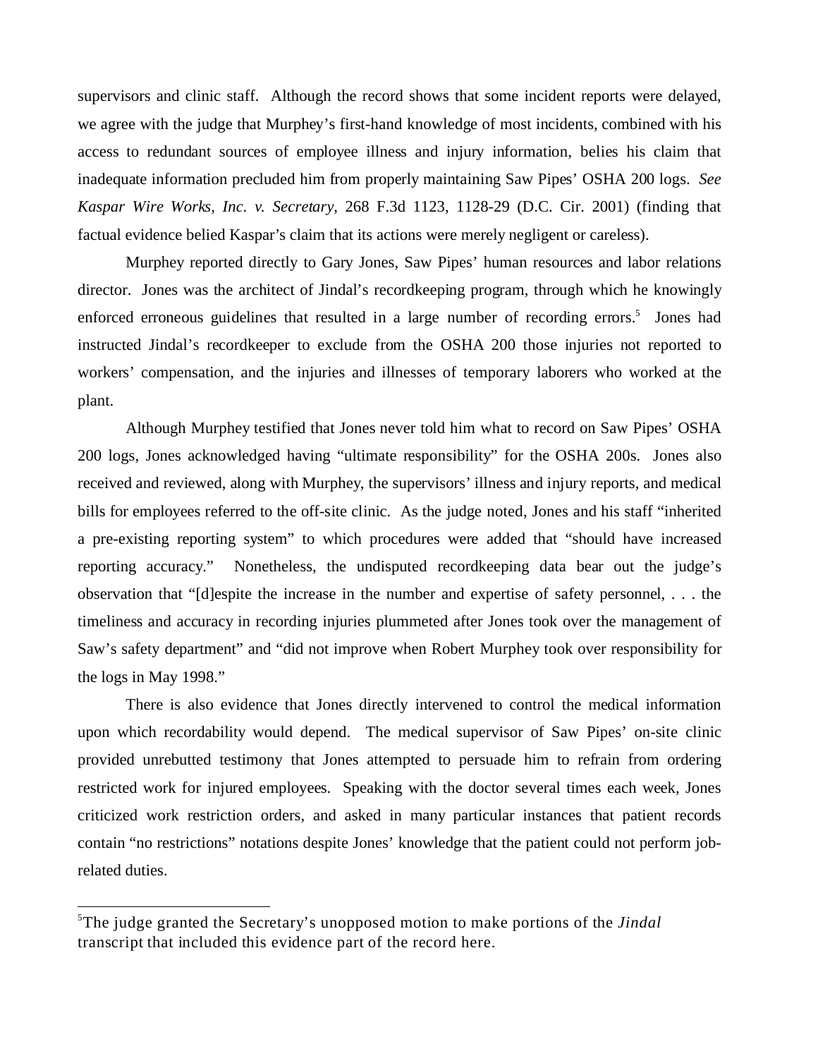supervisors and clinic staff. Although the record shows that some incident reports were delayed, we agree with the judge that Murphey's first-hand knowledge of most incidents, combined with his access to redundant sources of employee illness and injury information, belies his claim that inadequate information precluded him from properly maintaining Saw Pipes' OSHA 200 logs. *See Kaspar Wire Works, Inc. v. Secretary*, 268 F.3d 1123, 1128-29 (D.C. Cir. 2001) (finding that factual evidence belied Kaspar's claim that its actions were merely negligent or careless).

Murphey reported directly to Gary Jones, Saw Pipes' human resources and labor relations director. Jones was the architect of Jindal's recordkeeping program, through which he knowingly enforced erroneous guidelines that resulted in a large number of recording errors.[5] Jones had instructed Jindal's recordkeeper to exclude from the OSHA 200 those injuries not reported to workers' compensation, and the injuries and illnesses of temporary laborers who worked at the plant.

Although Murphey testified that Jones never told him what to record on Saw Pipes' OSHA 200 logs, Jones acknowledged having "ultimate responsibility" for the OSHA 200s. Jones also received and reviewed, along with Murphey, the supervisors' illness and injury reports, and medical bills for employees referred to the off-site clinic. As the judge noted, Jones and his staff "inherited a pre-existing reporting system" to which procedures were added that "should have increased reporting accuracy." Nonetheless, the undisputed recordkeeping data bear out the judge's observation that "[d]espite the increase in the number and expertise of safety personnel, . . . the timeliness and accuracy in recording injuries plummeted after Jones took over the management of Saw's safety department" and "did not improve when Robert Murphey took over responsibility for the logs in May 1998."

There is also evidence that Jones directly intervened to control the medical information upon which recordability would depend. The medical supervisor of Saw Pipes' on-site clinic provided unrebutted testimony that Jones attempted to persuade him to refrain from ordering restricted work for injured employees. Speaking with the doctor several times each week, Jones criticized work restriction orders, and asked in many particular instances that patient records contain "no restrictions" notations despite Jones' knowledge that the patient could not perform job-related duties.

---

[5] The judge granted the Secretary's unopposed motion to make portions of the *Jindal* transcript that included this evidence part of the record here.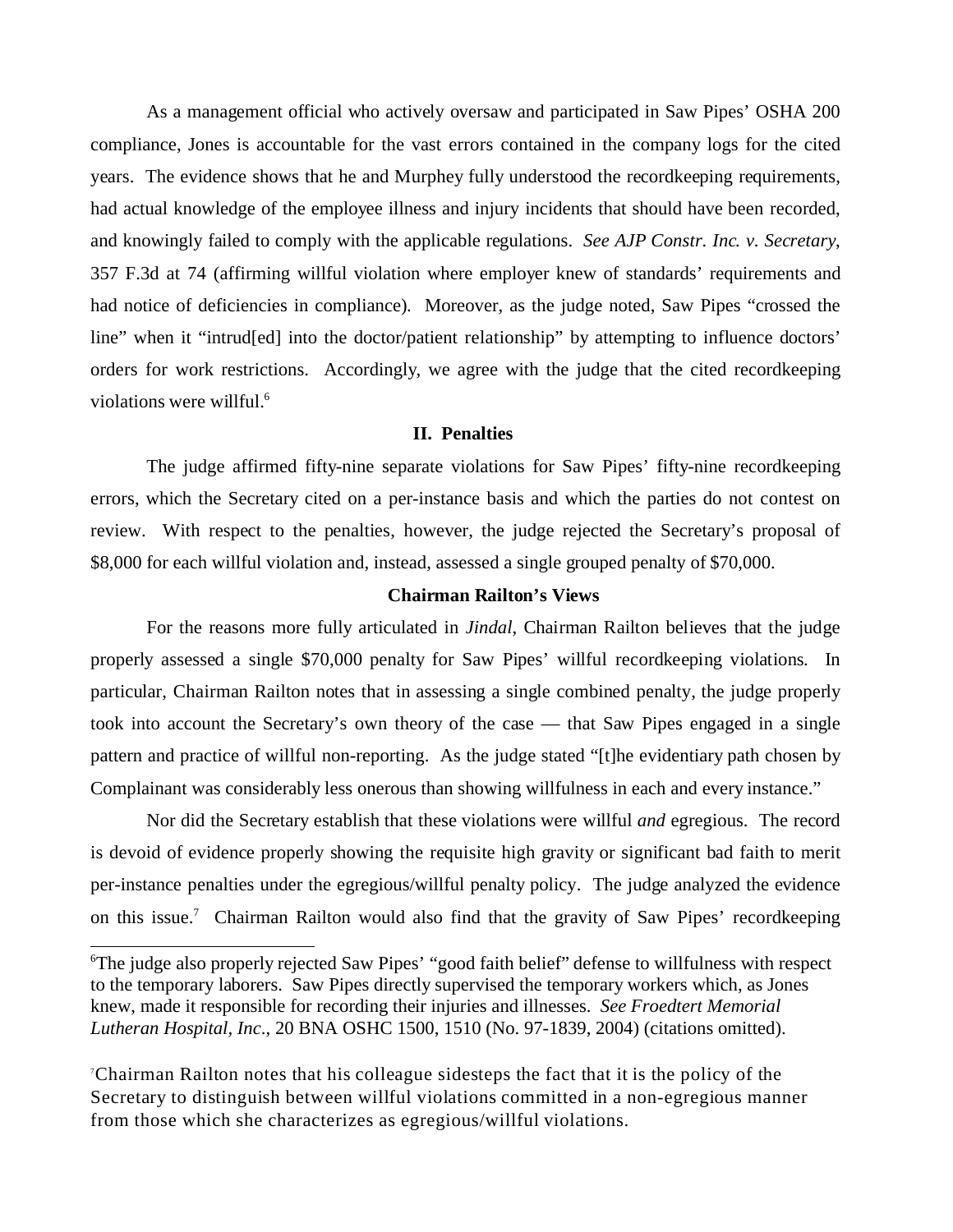As a management official who actively oversaw and participated in Saw Pipes' OSHA 200 compliance, Jones is accountable for the vast errors contained in the company logs for the cited years. The evidence shows that he and Murphey fully understood the recordkeeping requirements, had actual knowledge of the employee illness and injury incidents that should have been recorded, and knowingly failed to comply with the applicable regulations. *See AJP Constr. Inc. v. Secretary*, 357 F.3d at 74 (affirming willful violation where employer knew of standards' requirements and had notice of deficiencies in compliance). Moreover, as the judge noted, Saw Pipes "crossed the line" when it "intrud[ed] into the doctor/patient relationship" by attempting to influence doctors' orders for work restrictions. Accordingly, we agree with the judge that the cited recordkeeping violations were willful.[6]

## II. Penalties

The judge affirmed fifty-nine separate violations for Saw Pipes' fifty-nine recordkeeping errors, which the Secretary cited on a per-instance basis and which the parties do not contest on review. With respect to the penalties, however, the judge rejected the Secretary's proposal of $8,000 for each willful violation and, instead, assessed a single grouped penalty of $70,000.

### Chairman Railton's Views

For the reasons more fully articulated in *Jindal*, Chairman Railton believes that the judge properly assessed a single $70,000 penalty for Saw Pipes' willful recordkeeping violations. In particular, Chairman Railton notes that in assessing a single combined penalty, the judge properly took into account the Secretary's own theory of the case — that Saw Pipes engaged in a single pattern and practice of willful non-reporting. As the judge stated "[t]he evidentiary path chosen by Complainant was considerably less onerous than showing willfulness in each and every instance."

Nor did the Secretary establish that these violations were willful *and* egregious. The record is devoid of evidence properly showing the requisite high gravity or significant bad faith to merit per-instance penalties under the egregious/willful penalty policy. The judge analyzed the evidence on this issue.[7] Chairman Railton would also find that the gravity of Saw Pipes' recordkeeping

---

[6] The judge also properly rejected Saw Pipes' "good faith belief" defense to willfulness with respect to the temporary laborers. Saw Pipes directly supervised the temporary workers which, as Jones knew, made it responsible for recording their injuries and illnesses. *See Froedtert Memorial Lutheran Hospital, Inc*., 20 BNA OSHC 1500, 1510 (No. 97-1839, 2004) (citations omitted).

[7] Chairman Railton notes that his colleague sidesteps the fact that it is the policy of the Secretary to distinguish between willful violations committed in a non-egregious manner from those which she characterizes as egregious/willful violations.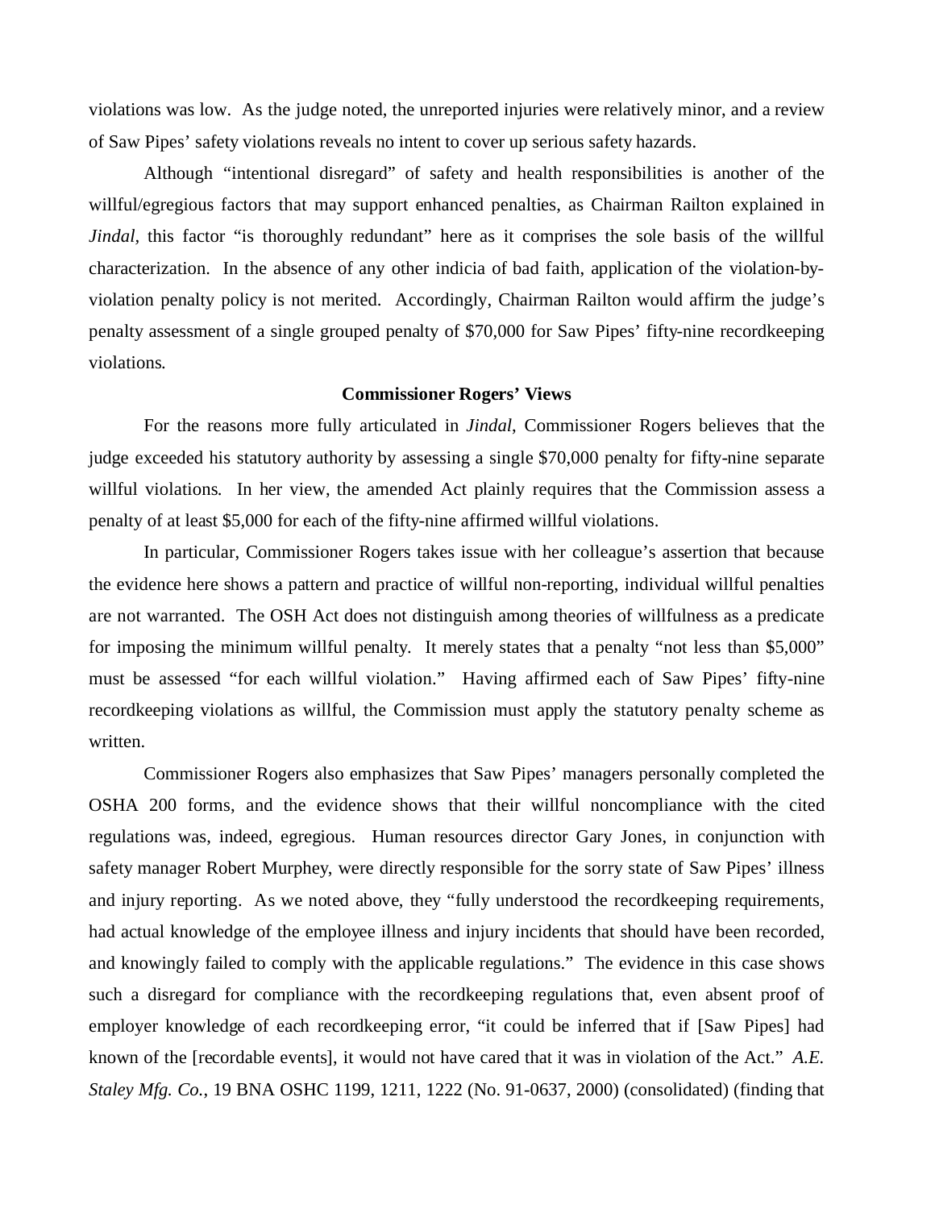violations was low. As the judge noted, the unreported injuries were relatively minor, and a review of Saw Pipes' safety violations reveals no intent to cover up serious safety hazards.

Although "intentional disregard" of safety and health responsibilities is another of the willful/egregious factors that may support enhanced penalties, as Chairman Railton explained in *Jindal*, this factor "is thoroughly redundant" here as it comprises the sole basis of the willful characterization. In the absence of any other indicia of bad faith, application of the violation-by-violation penalty policy is not merited. Accordingly, Chairman Railton would affirm the judge's penalty assessment of a single grouped penalty of $70,000 for Saw Pipes' fifty-nine recordkeeping violations.

**Commissioner Rogers' Views**

For the reasons more fully articulated in *Jindal*, Commissioner Rogers believes that the judge exceeded his statutory authority by assessing a single $70,000 penalty for fifty-nine separate willful violations. In her view, the amended Act plainly requires that the Commission assess a penalty of at least $5,000 for each of the fifty-nine affirmed willful violations.

In particular, Commissioner Rogers takes issue with her colleague's assertion that because the evidence here shows a pattern and practice of willful non-reporting, individual willful penalties are not warranted. The OSH Act does not distinguish among theories of willfulness as a predicate for imposing the minimum willful penalty. It merely states that a penalty "not less than $5,000" must be assessed "for each willful violation." Having affirmed each of Saw Pipes' fifty-nine recordkeeping violations as willful, the Commission must apply the statutory penalty scheme as written.

Commissioner Rogers also emphasizes that Saw Pipes' managers personally completed the OSHA 200 forms, and the evidence shows that their willful noncompliance with the cited regulations was, indeed, egregious. Human resources director Gary Jones, in conjunction with safety manager Robert Murphey, were directly responsible for the sorry state of Saw Pipes' illness and injury reporting. As we noted above, they "fully understood the recordkeeping requirements, had actual knowledge of the employee illness and injury incidents that should have been recorded, and knowingly failed to comply with the applicable regulations." The evidence in this case shows such a disregard for compliance with the recordkeeping regulations that, even absent proof of employer knowledge of each recordkeeping error, "it could be inferred that if [Saw Pipes] had known of the [recordable events], it would not have cared that it was in violation of the Act." *A.E. Staley Mfg. Co.*, 19 BNA OSHC 1199, 1211, 1222 (No. 91-0637, 2000) (consolidated) (finding that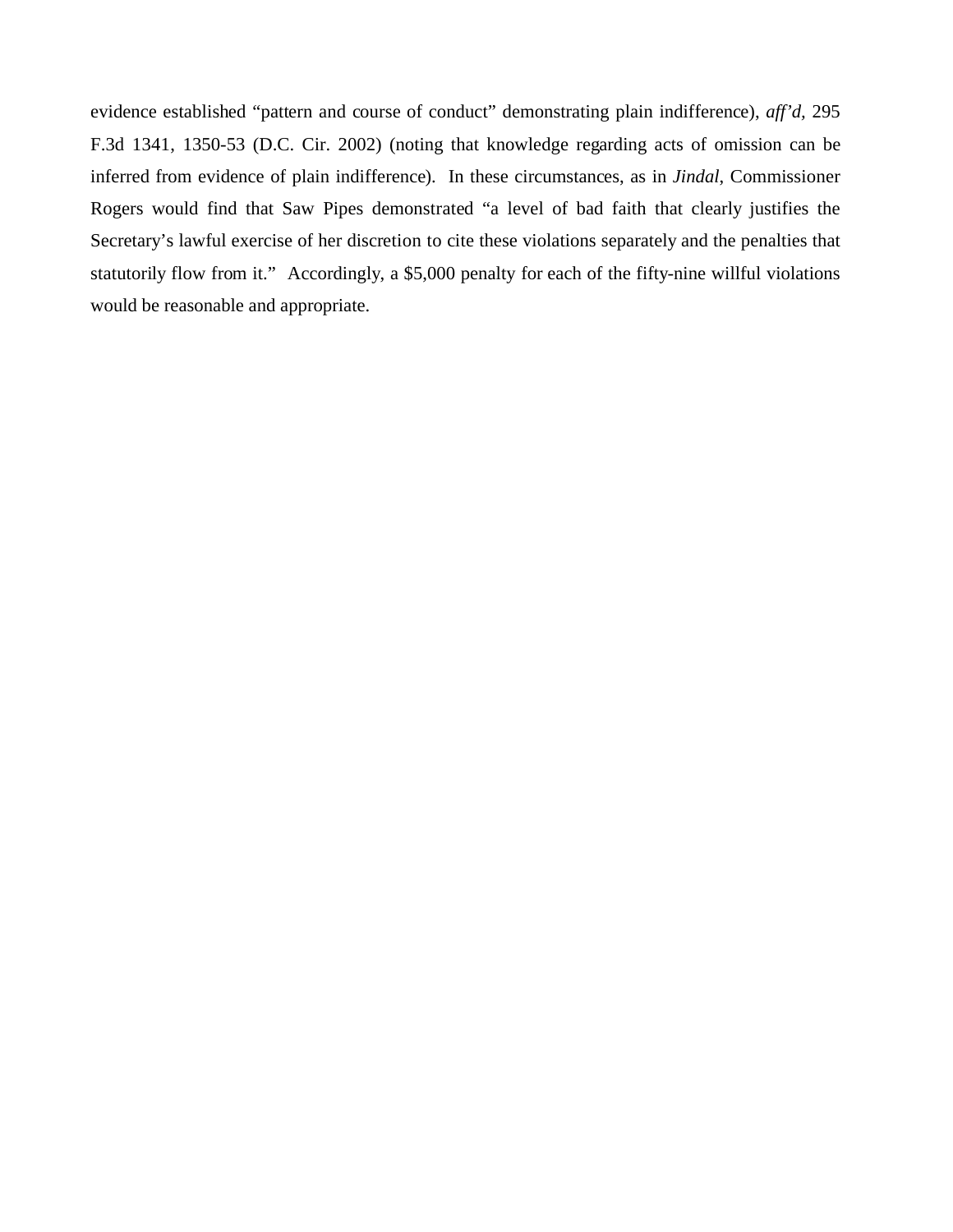evidence established "pattern and course of conduct" demonstrating plain indifference), *aff'd*, 295 F.3d 1341, 1350-53 (D.C. Cir. 2002) (noting that knowledge regarding acts of omission can be inferred from evidence of plain indifference). In these circumstances, as in *Jindal*, Commissioner Rogers would find that Saw Pipes demonstrated "a level of bad faith that clearly justifies the Secretary's lawful exercise of her discretion to cite these violations separately and the penalties that statutorily flow from it." Accordingly, a $5,000 penalty for each of the fifty-nine willful violations would be reasonable and appropriate.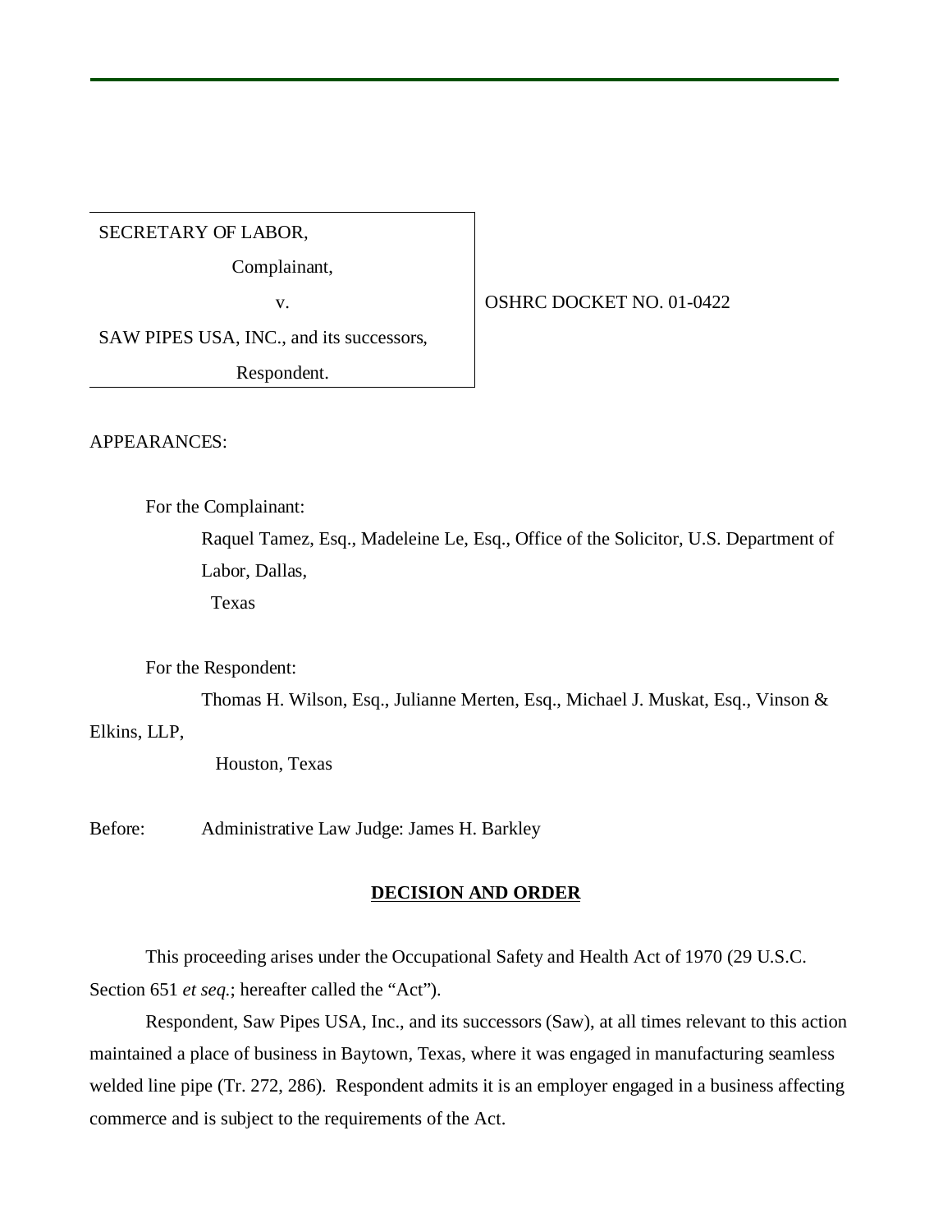SECRETARY OF LABOR,

Complainant,

v.

SAW PIPES USA, INC., and its successors,

Respondent.

OSHRC DOCKET NO. 01-0422

APPEARANCES:

For the Complainant:

Raquel Tamez, Esq., Madeleine Le, Esq., Office of the Solicitor, U.S. Department of Labor, Dallas, Texas

For the Respondent:

Thomas H. Wilson, Esq., Julianne Merten, Esq., Michael J. Muskat, Esq., Vinson & Elkins, LLP, Houston, Texas

Before: Administrative Law Judge: James H. Barkley

**DECISION AND ORDER**

This proceeding arises under the Occupational Safety and Health Act of 1970 (29 U.S.C. Section 651 *et seq.*; hereafter called the "Act").

Respondent, Saw Pipes USA, Inc., and its successors (Saw), at all times relevant to this action maintained a place of business in Baytown, Texas, where it was engaged in manufacturing seamless welded line pipe (Tr. 272, 286). Respondent admits it is an employer engaged in a business affecting commerce and is subject to the requirements of the Act.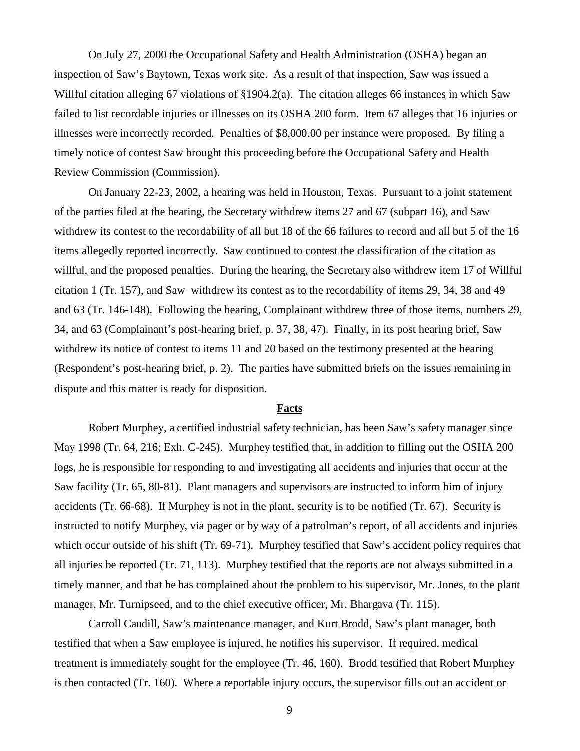On July 27, 2000 the Occupational Safety and Health Administration (OSHA) began an inspection of Saw's Baytown, Texas work site. As a result of that inspection, Saw was issued a Willful citation alleging 67 violations of §1904.2(a). The citation alleges 66 instances in which Saw failed to list recordable injuries or illnesses on its OSHA 200 form. Item 67 alleges that 16 injuries or illnesses were incorrectly recorded. Penalties of $8,000.00 per instance were proposed. By filing a timely notice of contest Saw brought this proceeding before the Occupational Safety and Health Review Commission (Commission).

On January 22-23, 2002, a hearing was held in Houston, Texas. Pursuant to a joint statement of the parties filed at the hearing, the Secretary withdrew items 27 and 67 (subpart 16), and Saw withdrew its contest to the recordability of all but 18 of the 66 failures to record and all but 5 of the 16 items allegedly reported incorrectly. Saw continued to contest the classification of the citation as willful, and the proposed penalties. During the hearing, the Secretary also withdrew item 17 of Willful citation 1 (Tr. 157), and Saw withdrew its contest as to the recordability of items 29, 34, 38 and 49 and 63 (Tr. 146-148). Following the hearing, Complainant withdrew three of those items, numbers 29, 34, and 63 (Complainant's post-hearing brief, p. 37, 38, 47). Finally, in its post hearing brief, Saw withdrew its notice of contest to items 11 and 20 based on the testimony presented at the hearing (Respondent's post-hearing brief, p. 2). The parties have submitted briefs on the issues remaining in dispute and this matter is ready for disposition.

## Facts

Robert Murphey, a certified industrial safety technician, has been Saw's safety manager since May 1998 (Tr. 64, 216; Exh. C-245). Murphey testified that, in addition to filling out the OSHA 200 logs, he is responsible for responding to and investigating all accidents and injuries that occur at the Saw facility (Tr. 65, 80-81). Plant managers and supervisors are instructed to inform him of injury accidents (Tr. 66-68). If Murphey is not in the plant, security is to be notified (Tr. 67). Security is instructed to notify Murphey, via pager or by way of a patrolman's report, of all accidents and injuries which occur outside of his shift (Tr. 69-71). Murphey testified that Saw's accident policy requires that all injuries be reported (Tr. 71, 113). Murphey testified that the reports are not always submitted in a timely manner, and that he has complained about the problem to his supervisor, Mr. Jones, to the plant manager, Mr. Turnipseed, and to the chief executive officer, Mr. Bhargava (Tr. 115).

Carroll Caudill, Saw's maintenance manager, and Kurt Brodd, Saw's plant manager, both testified that when a Saw employee is injured, he notifies his supervisor. If required, medical treatment is immediately sought for the employee (Tr. 46, 160). Brodd testified that Robert Murphey is then contacted (Tr. 160). Where a reportable injury occurs, the supervisor fills out an accident or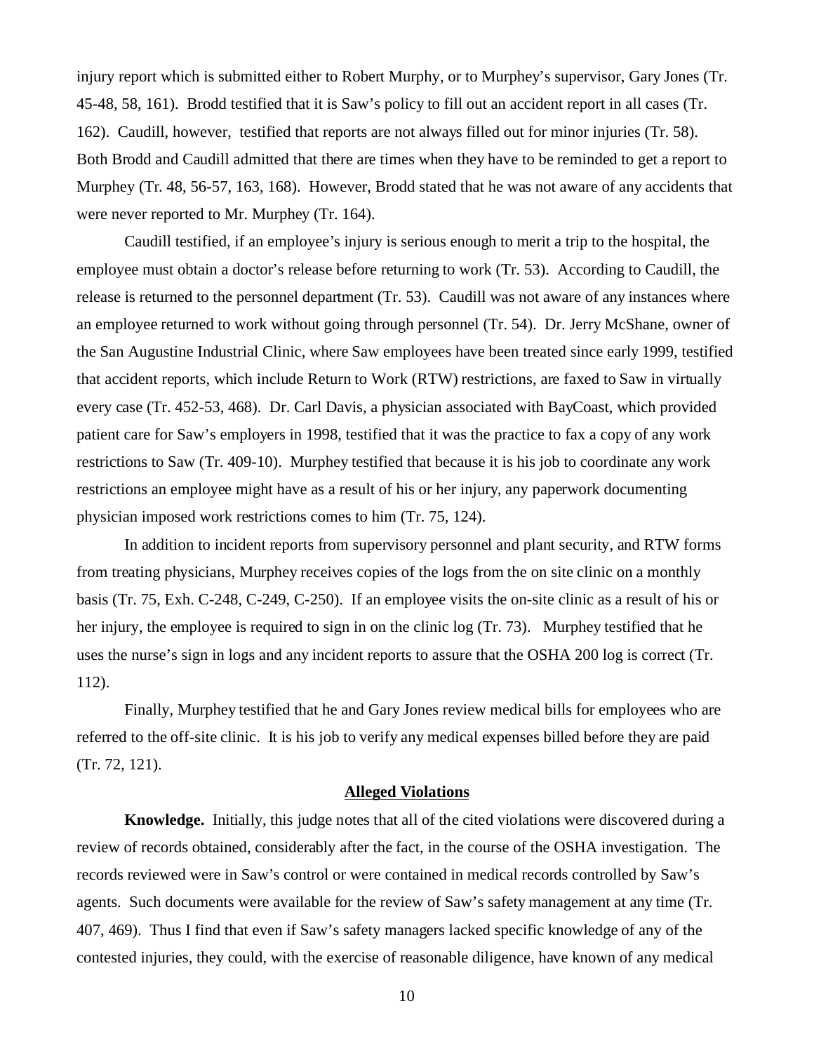injury report which is submitted either to Robert Murphy, or to Murphey's supervisor, Gary Jones (Tr. 45-48, 58, 161). Brodd testified that it is Saw's policy to fill out an accident report in all cases (Tr. 162). Caudill, however, testified that reports are not always filled out for minor injuries (Tr. 58). Both Brodd and Caudill admitted that there are times when they have to be reminded to get a report to Murphey (Tr. 48, 56-57, 163, 168). However, Brodd stated that he was not aware of any accidents that were never reported to Mr. Murphey (Tr. 164).

Caudill testified, if an employee's injury is serious enough to merit a trip to the hospital, the employee must obtain a doctor's release before returning to work (Tr. 53). According to Caudill, the release is returned to the personnel department (Tr. 53). Caudill was not aware of any instances where an employee returned to work without going through personnel (Tr. 54). Dr. Jerry McShane, owner of the San Augustine Industrial Clinic, where Saw employees have been treated since early 1999, testified that accident reports, which include Return to Work (RTW) restrictions, are faxed to Saw in virtually every case (Tr. 452-53, 468). Dr. Carl Davis, a physician associated with BayCoast, which provided patient care for Saw's employers in 1998, testified that it was the practice to fax a copy of any work restrictions to Saw (Tr. 409-10). Murphey testified that because it is his job to coordinate any work restrictions an employee might have as a result of his or her injury, any paperwork documenting physician imposed work restrictions comes to him (Tr. 75, 124).

In addition to incident reports from supervisory personnel and plant security, and RTW forms from treating physicians, Murphey receives copies of the logs from the on site clinic on a monthly basis (Tr. 75, Exh. C-248, C-249, C-250). If an employee visits the on-site clinic as a result of his or her injury, the employee is required to sign in on the clinic log (Tr. 73). Murphey testified that he uses the nurse's sign in logs and any incident reports to assure that the OSHA 200 log is correct (Tr. 112).

Finally, Murphey testified that he and Gary Jones review medical bills for employees who are referred to the off-site clinic. It is his job to verify any medical expenses billed before they are paid (Tr. 72, 121).

## Alleged Violations

**Knowledge.** Initially, this judge notes that all of the cited violations were discovered during a review of records obtained, considerably after the fact, in the course of the OSHA investigation. The records reviewed were in Saw's control or were contained in medical records controlled by Saw's agents. Such documents were available for the review of Saw's safety management at any time (Tr. 407, 469). Thus I find that even if Saw's safety managers lacked specific knowledge of any of the contested injuries, they could, with the exercise of reasonable diligence, have known of any medical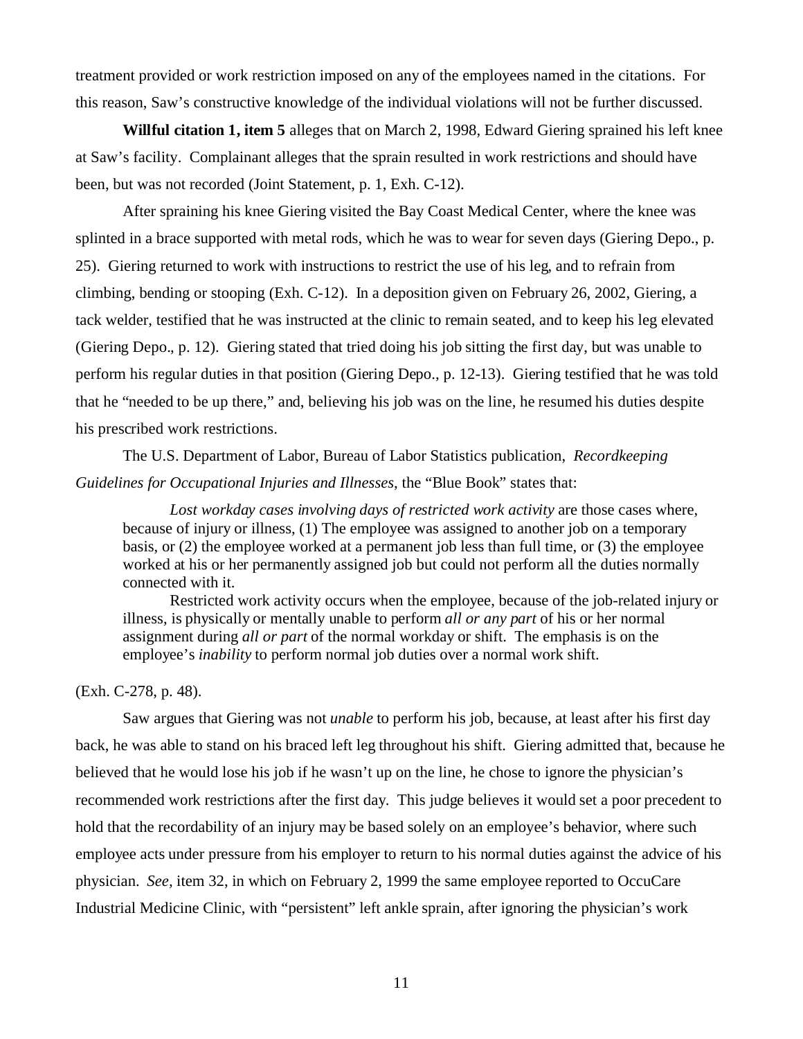treatment provided or work restriction imposed on any of the employees named in the citations. For this reason, Saw's constructive knowledge of the individual violations will not be further discussed.

**Willful citation 1, item 5** alleges that on March 2, 1998, Edward Giering sprained his left knee at Saw's facility. Complainant alleges that the sprain resulted in work restrictions and should have been, but was not recorded (Joint Statement, p. 1, Exh. C-12).

After spraining his knee Giering visited the Bay Coast Medical Center, where the knee was splinted in a brace supported with metal rods, which he was to wear for seven days (Giering Depo., p. 25). Giering returned to work with instructions to restrict the use of his leg, and to refrain from climbing, bending or stooping (Exh. C-12). In a deposition given on February 26, 2002, Giering, a tack welder, testified that he was instructed at the clinic to remain seated, and to keep his leg elevated (Giering Depo., p. 12). Giering stated that tried doing his job sitting the first day, but was unable to perform his regular duties in that position (Giering Depo., p. 12-13). Giering testified that he was told that he "needed to be up there," and, believing his job was on the line, he resumed his duties despite his prescribed work restrictions.

The U.S. Department of Labor, Bureau of Labor Statistics publication, *Recordkeeping Guidelines for Occupational Injuries and Illnesses*, the "Blue Book" states that:

> *Lost workday cases involving days of restricted work activity* are those cases where, because of injury or illness, (1) The employee was assigned to another job on a temporary basis, or (2) the employee worked at a permanent job less than full time, or (3) the employee worked at his or her permanently assigned job but could not perform all the duties normally connected with it.
>
> Restricted work activity occurs when the employee, because of the job-related injury or illness, is physically or mentally unable to perform *all or any part* of his or her normal assignment during *all or part* of the normal workday or shift. The emphasis is on the employee's *inability* to perform normal job duties over a normal work shift.

(Exh. C-278, p. 48).

Saw argues that Giering was not *unable* to perform his job, because, at least after his first day back, he was able to stand on his braced left leg throughout his shift. Giering admitted that, because he believed that he would lose his job if he wasn't up on the line, he chose to ignore the physician's recommended work restrictions after the first day. This judge believes it would set a poor precedent to hold that the recordability of an injury may be based solely on an employee's behavior, where such employee acts under pressure from his employer to return to his normal duties against the advice of his physician. *See,* item 32, in which on February 2, 1999 the same employee reported to OccuCare Industrial Medicine Clinic, with "persistent" left ankle sprain, after ignoring the physician's work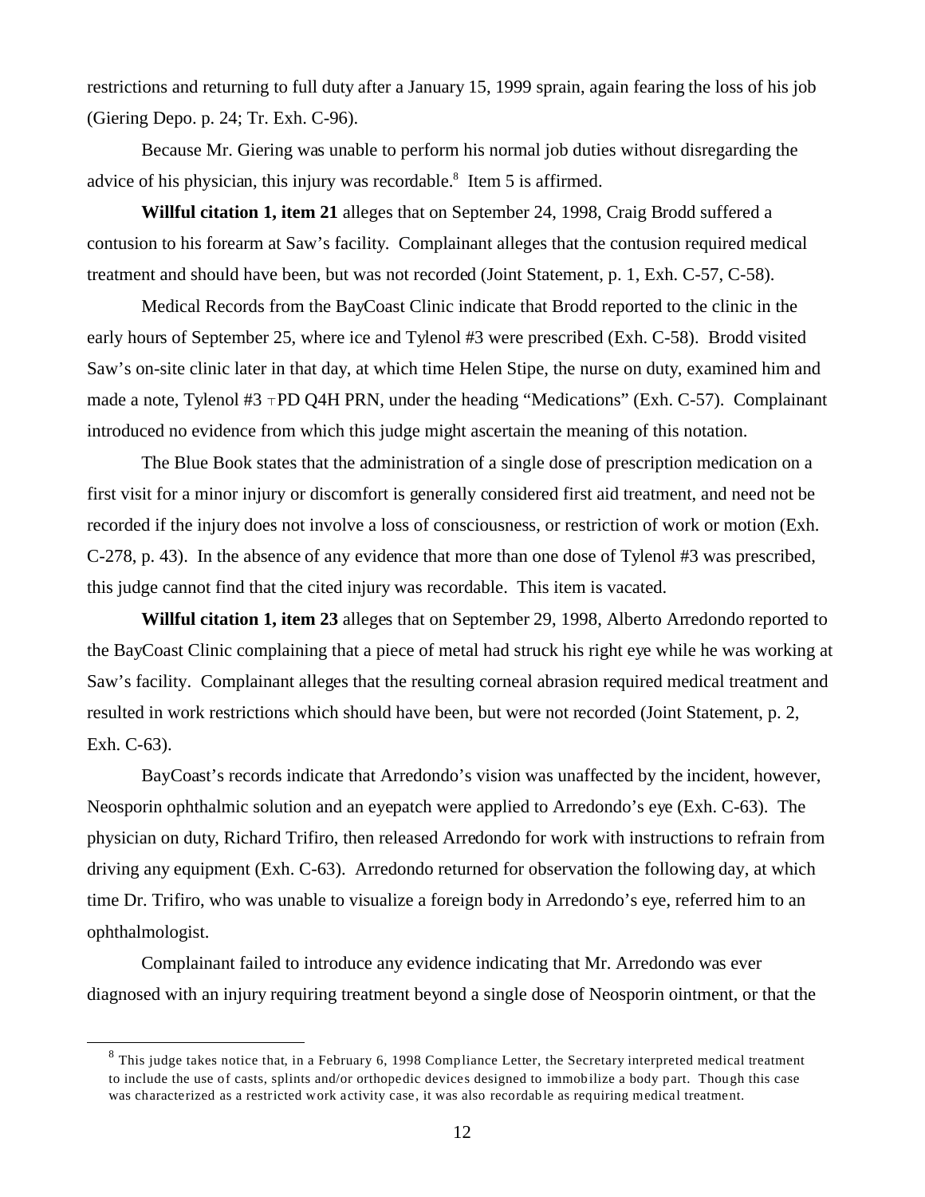restrictions and returning to full duty after a January 15, 1999 sprain, again fearing the loss of his job (Giering Depo. p. 24; Tr. Exh. C-96).

Because Mr. Giering was unable to perform his normal job duties without disregarding the advice of his physician, this injury was recordable.[8] Item 5 is affirmed.

**Willful citation 1, item 21** alleges that on September 24, 1998, Craig Brodd suffered a contusion to his forearm at Saw's facility. Complainant alleges that the contusion required medical treatment and should have been, but was not recorded (Joint Statement, p. 1, Exh. C-57, C-58).

Medical Records from the BayCoast Clinic indicate that Brodd reported to the clinic in the early hours of September 25, where ice and Tylenol #3 were prescribed (Exh. C-58). Brodd visited Saw's on-site clinic later in that day, at which time Helen Stipe, the nurse on duty, examined him and made a note, Tylenol #3 ⊤PD Q4H PRN, under the heading "Medications" (Exh. C-57). Complainant introduced no evidence from which this judge might ascertain the meaning of this notation.

The Blue Book states that the administration of a single dose of prescription medication on a first visit for a minor injury or discomfort is generally considered first aid treatment, and need not be recorded if the injury does not involve a loss of consciousness, or restriction of work or motion (Exh. C-278, p. 43). In the absence of any evidence that more than one dose of Tylenol #3 was prescribed, this judge cannot find that the cited injury was recordable. This item is vacated.

**Willful citation 1, item 23** alleges that on September 29, 1998, Alberto Arredondo reported to the BayCoast Clinic complaining that a piece of metal had struck his right eye while he was working at Saw's facility. Complainant alleges that the resulting corneal abrasion required medical treatment and resulted in work restrictions which should have been, but were not recorded (Joint Statement, p. 2, Exh. C-63).

BayCoast's records indicate that Arredondo's vision was unaffected by the incident, however, Neosporin ophthalmic solution and an eyepatch were applied to Arredondo's eye (Exh. C-63). The physician on duty, Richard Trifiro, then released Arredondo for work with instructions to refrain from driving any equipment (Exh. C-63). Arredondo returned for observation the following day, at which time Dr. Trifiro, who was unable to visualize a foreign body in Arredondo's eye, referred him to an ophthalmologist.

Complainant failed to introduce any evidence indicating that Mr. Arredondo was ever diagnosed with an injury requiring treatment beyond a single dose of Neosporin ointment, or that the

---

[8] This judge takes notice that, in a February 6, 1998 Compliance Letter, the Secretary interpreted medical treatment to include the use of casts, splints and/or orthopedic devices designed to immobilize a body part. Though this case was characterized as a restricted work activity case, it was also recordable as requiring medical treatment.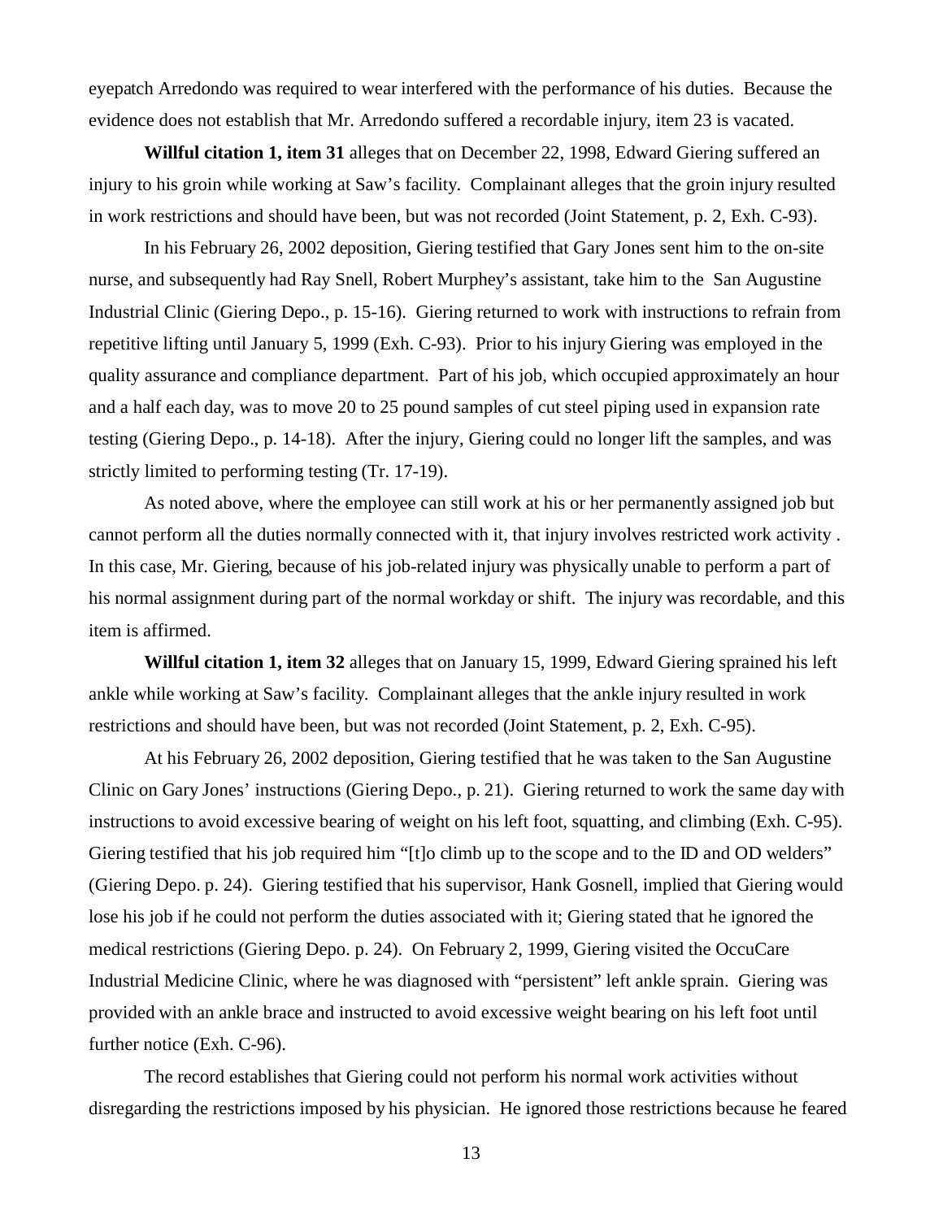eyepatch Arredondo was required to wear interfered with the performance of his duties. Because the evidence does not establish that Mr. Arredondo suffered a recordable injury, item 23 is vacated.

**Willful citation 1, item 31** alleges that on December 22, 1998, Edward Giering suffered an injury to his groin while working at Saw's facility. Complainant alleges that the groin injury resulted in work restrictions and should have been, but was not recorded (Joint Statement, p. 2, Exh. C-93).

In his February 26, 2002 deposition, Giering testified that Gary Jones sent him to the on-site nurse, and subsequently had Ray Snell, Robert Murphey's assistant, take him to the San Augustine Industrial Clinic (Giering Depo., p. 15-16). Giering returned to work with instructions to refrain from repetitive lifting until January 5, 1999 (Exh. C-93). Prior to his injury Giering was employed in the quality assurance and compliance department. Part of his job, which occupied approximately an hour and a half each day, was to move 20 to 25 pound samples of cut steel piping used in expansion rate testing (Giering Depo., p. 14-18). After the injury, Giering could no longer lift the samples, and was strictly limited to performing testing (Tr. 17-19).

As noted above, where the employee can still work at his or her permanently assigned job but cannot perform all the duties normally connected with it, that injury involves restricted work activity . In this case, Mr. Giering, because of his job-related injury was physically unable to perform a part of his normal assignment during part of the normal workday or shift. The injury was recordable, and this item is affirmed.

**Willful citation 1, item 32** alleges that on January 15, 1999, Edward Giering sprained his left ankle while working at Saw's facility. Complainant alleges that the ankle injury resulted in work restrictions and should have been, but was not recorded (Joint Statement, p. 2, Exh. C-95).

At his February 26, 2002 deposition, Giering testified that he was taken to the San Augustine Clinic on Gary Jones' instructions (Giering Depo., p. 21). Giering returned to work the same day with instructions to avoid excessive bearing of weight on his left foot, squatting, and climbing (Exh. C-95). Giering testified that his job required him "[t]o climb up to the scope and to the ID and OD welders" (Giering Depo. p. 24). Giering testified that his supervisor, Hank Gosnell, implied that Giering would lose his job if he could not perform the duties associated with it; Giering stated that he ignored the medical restrictions (Giering Depo. p. 24). On February 2, 1999, Giering visited the OccuCare Industrial Medicine Clinic, where he was diagnosed with "persistent" left ankle sprain. Giering was provided with an ankle brace and instructed to avoid excessive weight bearing on his left foot until further notice (Exh. C-96).

The record establishes that Giering could not perform his normal work activities without disregarding the restrictions imposed by his physician. He ignored those restrictions because he feared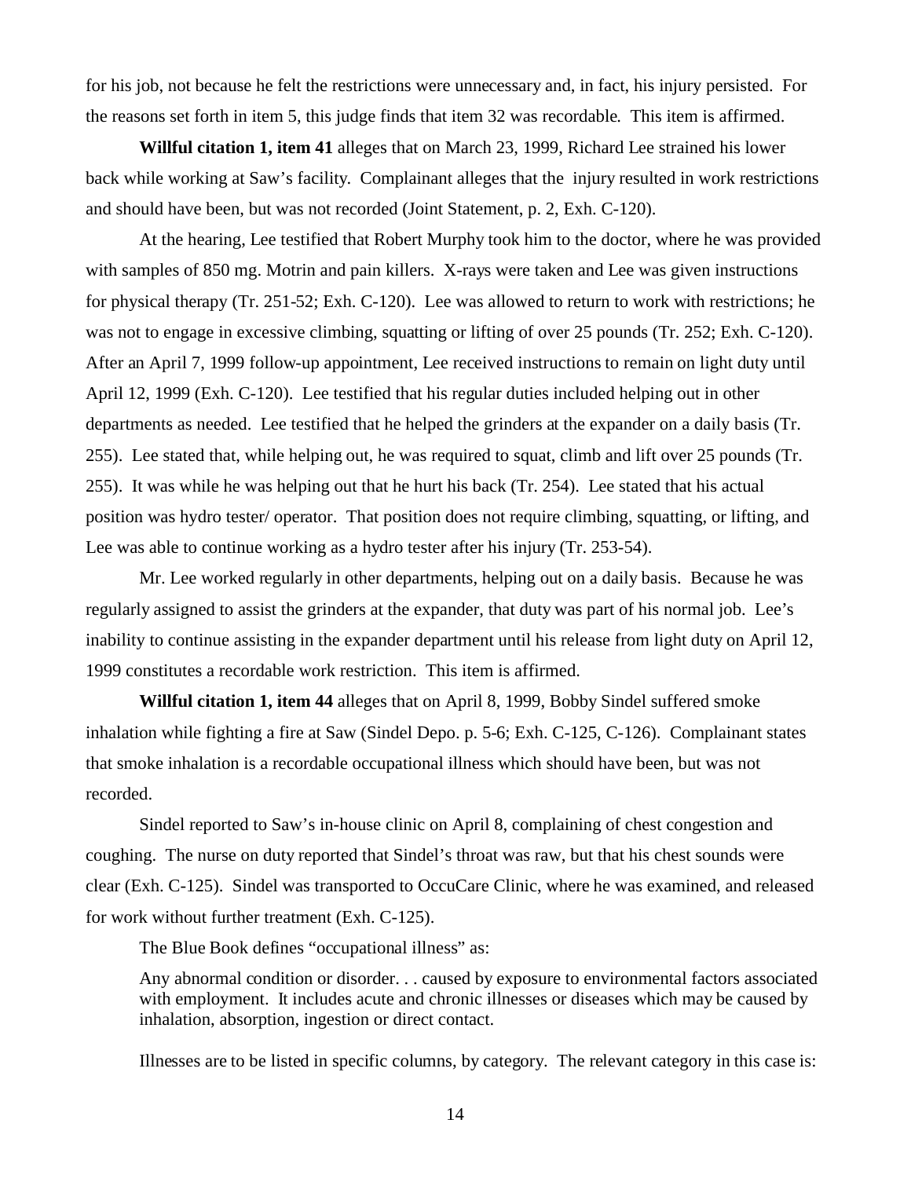for his job, not because he felt the restrictions were unnecessary and, in fact, his injury persisted. For the reasons set forth in item 5, this judge finds that item 32 was recordable. This item is affirmed.

**Willful citation 1, item 41** alleges that on March 23, 1999, Richard Lee strained his lower back while working at Saw's facility. Complainant alleges that the injury resulted in work restrictions and should have been, but was not recorded (Joint Statement, p. 2, Exh. C-120).

At the hearing, Lee testified that Robert Murphy took him to the doctor, where he was provided with samples of 850 mg. Motrin and pain killers. X-rays were taken and Lee was given instructions for physical therapy (Tr. 251-52; Exh. C-120). Lee was allowed to return to work with restrictions; he was not to engage in excessive climbing, squatting or lifting of over 25 pounds (Tr. 252; Exh. C-120). After an April 7, 1999 follow-up appointment, Lee received instructions to remain on light duty until April 12, 1999 (Exh. C-120). Lee testified that his regular duties included helping out in other departments as needed. Lee testified that he helped the grinders at the expander on a daily basis (Tr. 255). Lee stated that, while helping out, he was required to squat, climb and lift over 25 pounds (Tr. 255). It was while he was helping out that he hurt his back (Tr. 254). Lee stated that his actual position was hydro tester/ operator. That position does not require climbing, squatting, or lifting, and Lee was able to continue working as a hydro tester after his injury (Tr. 253-54).

Mr. Lee worked regularly in other departments, helping out on a daily basis. Because he was regularly assigned to assist the grinders at the expander, that duty was part of his normal job. Lee's inability to continue assisting in the expander department until his release from light duty on April 12, 1999 constitutes a recordable work restriction. This item is affirmed.

**Willful citation 1, item 44** alleges that on April 8, 1999, Bobby Sindel suffered smoke inhalation while fighting a fire at Saw (Sindel Depo. p. 5-6; Exh. C-125, C-126). Complainant states that smoke inhalation is a recordable occupational illness which should have been, but was not recorded.

Sindel reported to Saw's in-house clinic on April 8, complaining of chest congestion and coughing. The nurse on duty reported that Sindel's throat was raw, but that his chest sounds were clear (Exh. C-125). Sindel was transported to OccuCare Clinic, where he was examined, and released for work without further treatment (Exh. C-125).

The Blue Book defines "occupational illness" as:

> Any abnormal condition or disorder. . . caused by exposure to environmental factors associated with employment. It includes acute and chronic illnesses or diseases which may be caused by inhalation, absorption, ingestion or direct contact.

Illnesses are to be listed in specific columns, by category. The relevant category in this case is: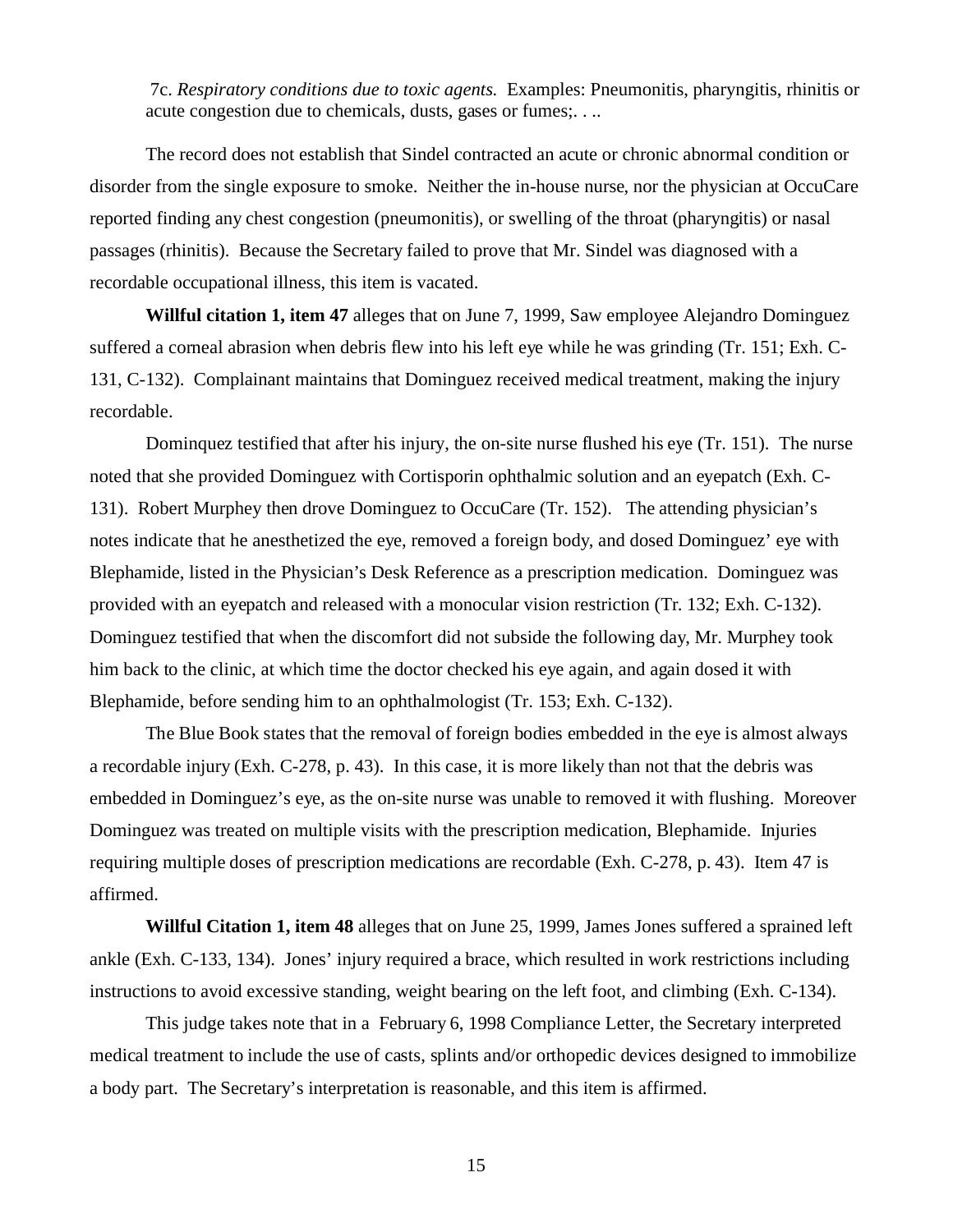> 7c. *Respiratory conditions due to toxic agents.* Examples: Pneumonitis, pharyngitis, rhinitis or acute congestion due to chemicals, dusts, gases or fumes;. . ..

The record does not establish that Sindel contracted an acute or chronic abnormal condition or disorder from the single exposure to smoke. Neither the in-house nurse, nor the physician at OccuCare reported finding any chest congestion (pneumonitis), or swelling of the throat (pharyngitis) or nasal passages (rhinitis). Because the Secretary failed to prove that Mr. Sindel was diagnosed with a recordable occupational illness, this item is vacated.

**Willful citation 1, item 47** alleges that on June 7, 1999, Saw employee Alejandro Dominguez suffered a corneal abrasion when debris flew into his left eye while he was grinding (Tr. 151; Exh. C-131, C-132). Complainant maintains that Dominguez received medical treatment, making the injury recordable.

Dominquez testified that after his injury, the on-site nurse flushed his eye (Tr. 151). The nurse noted that she provided Dominguez with Cortisporin ophthalmic solution and an eyepatch (Exh. C-131). Robert Murphey then drove Dominguez to OccuCare (Tr. 152). The attending physician's notes indicate that he anesthetized the eye, removed a foreign body, and dosed Dominguez' eye with Blephamide, listed in the Physician's Desk Reference as a prescription medication. Dominguez was provided with an eyepatch and released with a monocular vision restriction (Tr. 132; Exh. C-132). Dominguez testified that when the discomfort did not subside the following day, Mr. Murphey took him back to the clinic, at which time the doctor checked his eye again, and again dosed it with Blephamide, before sending him to an ophthalmologist (Tr. 153; Exh. C-132).

The Blue Book states that the removal of foreign bodies embedded in the eye is almost always a recordable injury (Exh. C-278, p. 43). In this case, it is more likely than not that the debris was embedded in Dominguez's eye, as the on-site nurse was unable to removed it with flushing. Moreover Dominguez was treated on multiple visits with the prescription medication, Blephamide. Injuries requiring multiple doses of prescription medications are recordable (Exh. C-278, p. 43). Item 47 is affirmed.

**Willful Citation 1, item 48** alleges that on June 25, 1999, James Jones suffered a sprained left ankle (Exh. C-133, 134). Jones' injury required a brace, which resulted in work restrictions including instructions to avoid excessive standing, weight bearing on the left foot, and climbing (Exh. C-134).

This judge takes note that in a February 6, 1998 Compliance Letter, the Secretary interpreted medical treatment to include the use of casts, splints and/or orthopedic devices designed to immobilize a body part. The Secretary's interpretation is reasonable, and this item is affirmed.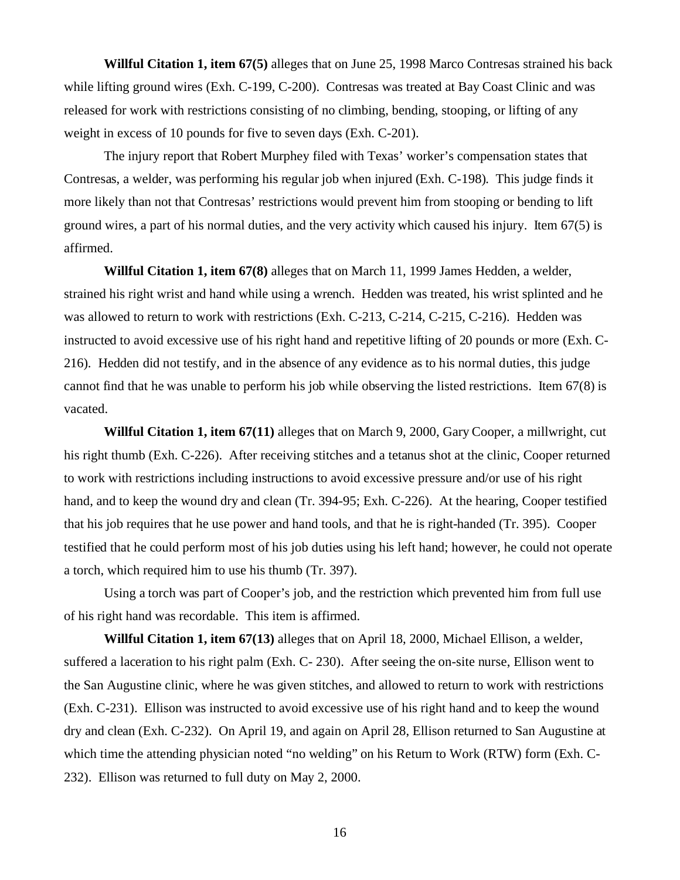**Willful Citation 1, item 67(5)** alleges that on June 25, 1998 Marco Contresas strained his back while lifting ground wires (Exh. C-199, C-200). Contresas was treated at Bay Coast Clinic and was released for work with restrictions consisting of no climbing, bending, stooping, or lifting of any weight in excess of 10 pounds for five to seven days (Exh. C-201).

The injury report that Robert Murphey filed with Texas' worker's compensation states that Contresas, a welder, was performing his regular job when injured (Exh. C-198). This judge finds it more likely than not that Contresas' restrictions would prevent him from stooping or bending to lift ground wires, a part of his normal duties, and the very activity which caused his injury. Item 67(5) is affirmed.

**Willful Citation 1, item 67(8)** alleges that on March 11, 1999 James Hedden, a welder, strained his right wrist and hand while using a wrench. Hedden was treated, his wrist splinted and he was allowed to return to work with restrictions (Exh. C-213, C-214, C-215, C-216). Hedden was instructed to avoid excessive use of his right hand and repetitive lifting of 20 pounds or more (Exh. C-216). Hedden did not testify, and in the absence of any evidence as to his normal duties, this judge cannot find that he was unable to perform his job while observing the listed restrictions. Item 67(8) is vacated.

**Willful Citation 1, item 67(11)** alleges that on March 9, 2000, Gary Cooper, a millwright, cut his right thumb (Exh. C-226). After receiving stitches and a tetanus shot at the clinic, Cooper returned to work with restrictions including instructions to avoid excessive pressure and/or use of his right hand, and to keep the wound dry and clean (Tr. 394-95; Exh. C-226). At the hearing, Cooper testified that his job requires that he use power and hand tools, and that he is right-handed (Tr. 395). Cooper testified that he could perform most of his job duties using his left hand; however, he could not operate a torch, which required him to use his thumb (Tr. 397).

Using a torch was part of Cooper's job, and the restriction which prevented him from full use of his right hand was recordable. This item is affirmed.

**Willful Citation 1, item 67(13)** alleges that on April 18, 2000, Michael Ellison, a welder, suffered a laceration to his right palm (Exh. C- 230). After seeing the on-site nurse, Ellison went to the San Augustine clinic, where he was given stitches, and allowed to return to work with restrictions (Exh. C-231). Ellison was instructed to avoid excessive use of his right hand and to keep the wound dry and clean (Exh. C-232). On April 19, and again on April 28, Ellison returned to San Augustine at which time the attending physician noted "no welding" on his Return to Work (RTW) form (Exh. C-232). Ellison was returned to full duty on May 2, 2000.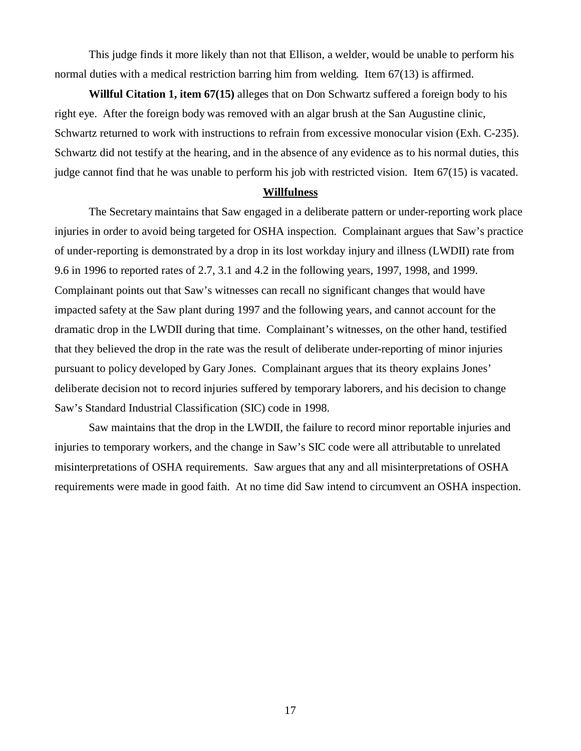This judge finds it more likely than not that Ellison, a welder, would be unable to perform his normal duties with a medical restriction barring him from welding. Item 67(13) is affirmed.

**Willful Citation 1, item 67(15)** alleges that on Don Schwartz suffered a foreign body to his right eye. After the foreign body was removed with an algar brush at the San Augustine clinic, Schwartz returned to work with instructions to refrain from excessive monocular vision (Exh. C-235). Schwartz did not testify at the hearing, and in the absence of any evidence as to his normal duties, this judge cannot find that he was unable to perform his job with restricted vision. Item 67(15) is vacated.

**Willfulness**

The Secretary maintains that Saw engaged in a deliberate pattern or under-reporting work place injuries in order to avoid being targeted for OSHA inspection. Complainant argues that Saw's practice of under-reporting is demonstrated by a drop in its lost workday injury and illness (LWDII) rate from 9.6 in 1996 to reported rates of 2.7, 3.1 and 4.2 in the following years, 1997, 1998, and 1999. Complainant points out that Saw's witnesses can recall no significant changes that would have impacted safety at the Saw plant during 1997 and the following years, and cannot account for the dramatic drop in the LWDII during that time. Complainant's witnesses, on the other hand, testified that they believed the drop in the rate was the result of deliberate under-reporting of minor injuries pursuant to policy developed by Gary Jones. Complainant argues that its theory explains Jones' deliberate decision not to record injuries suffered by temporary laborers, and his decision to change Saw's Standard Industrial Classification (SIC) code in 1998.

Saw maintains that the drop in the LWDII, the failure to record minor reportable injuries and injuries to temporary workers, and the change in Saw's SIC code were all attributable to unrelated misinterpretations of OSHA requirements. Saw argues that any and all misinterpretations of OSHA requirements were made in good faith. At no time did Saw intend to circumvent an OSHA inspection.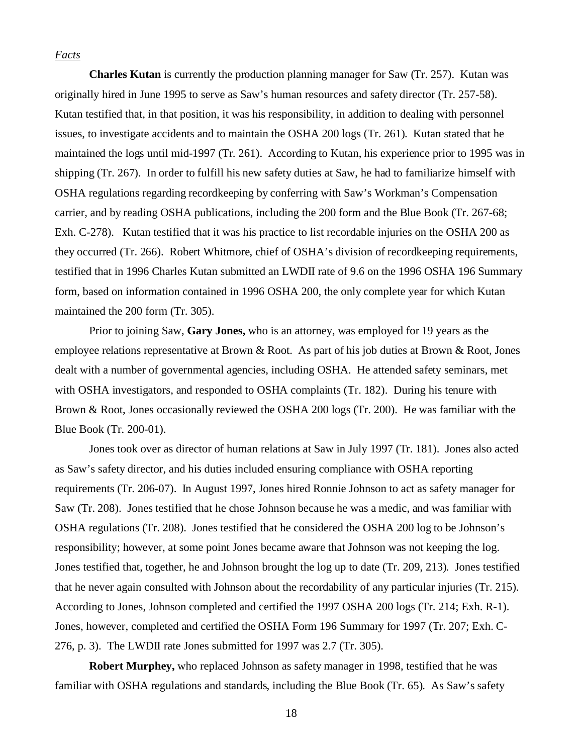*Facts*

**Charles Kutan** is currently the production planning manager for Saw (Tr. 257). Kutan was originally hired in June 1995 to serve as Saw's human resources and safety director (Tr. 257-58). Kutan testified that, in that position, it was his responsibility, in addition to dealing with personnel issues, to investigate accidents and to maintain the OSHA 200 logs (Tr. 261). Kutan stated that he maintained the logs until mid-1997 (Tr. 261). According to Kutan, his experience prior to 1995 was in shipping (Tr. 267). In order to fulfill his new safety duties at Saw, he had to familiarize himself with OSHA regulations regarding recordkeeping by conferring with Saw's Workman's Compensation carrier, and by reading OSHA publications, including the 200 form and the Blue Book (Tr. 267-68; Exh. C-278). Kutan testified that it was his practice to list recordable injuries on the OSHA 200 as they occurred (Tr. 266). Robert Whitmore, chief of OSHA's division of recordkeeping requirements, testified that in 1996 Charles Kutan submitted an LWDII rate of 9.6 on the 1996 OSHA 196 Summary form, based on information contained in 1996 OSHA 200, the only complete year for which Kutan maintained the 200 form (Tr. 305).

Prior to joining Saw, **Gary Jones,** who is an attorney, was employed for 19 years as the employee relations representative at Brown & Root. As part of his job duties at Brown & Root, Jones dealt with a number of governmental agencies, including OSHA. He attended safety seminars, met with OSHA investigators, and responded to OSHA complaints (Tr. 182). During his tenure with Brown & Root, Jones occasionally reviewed the OSHA 200 logs (Tr. 200). He was familiar with the Blue Book (Tr. 200-01).

Jones took over as director of human relations at Saw in July 1997 (Tr. 181). Jones also acted as Saw's safety director, and his duties included ensuring compliance with OSHA reporting requirements (Tr. 206-07). In August 1997, Jones hired Ronnie Johnson to act as safety manager for Saw (Tr. 208). Jones testified that he chose Johnson because he was a medic, and was familiar with OSHA regulations (Tr. 208). Jones testified that he considered the OSHA 200 log to be Johnson's responsibility; however, at some point Jones became aware that Johnson was not keeping the log. Jones testified that, together, he and Johnson brought the log up to date (Tr. 209, 213). Jones testified that he never again consulted with Johnson about the recordability of any particular injuries (Tr. 215). According to Jones, Johnson completed and certified the 1997 OSHA 200 logs (Tr. 214; Exh. R-1). Jones, however, completed and certified the OSHA Form 196 Summary for 1997 (Tr. 207; Exh. C-276, p. 3). The LWDII rate Jones submitted for 1997 was 2.7 (Tr. 305).

**Robert Murphey,** who replaced Johnson as safety manager in 1998, testified that he was familiar with OSHA regulations and standards, including the Blue Book (Tr. 65). As Saw's safety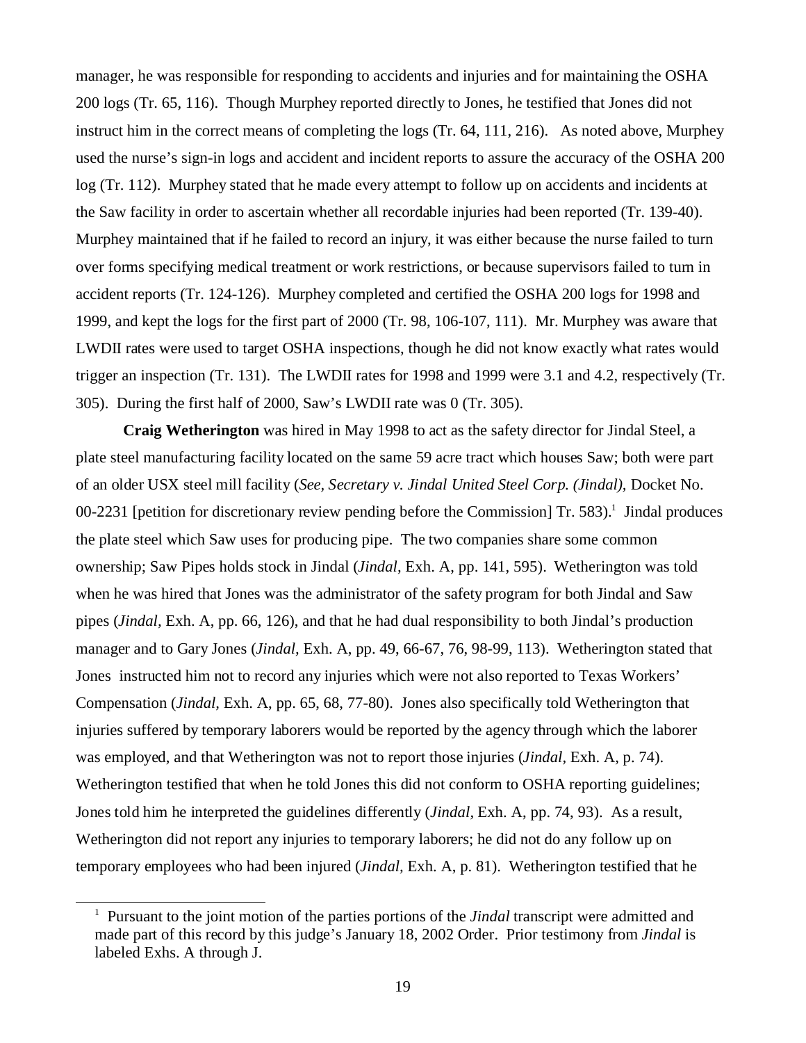manager, he was responsible for responding to accidents and injuries and for maintaining the OSHA 200 logs (Tr. 65, 116). Though Murphey reported directly to Jones, he testified that Jones did not instruct him in the correct means of completing the logs (Tr. 64, 111, 216). As noted above, Murphey used the nurse's sign-in logs and accident and incident reports to assure the accuracy of the OSHA 200 log (Tr. 112). Murphey stated that he made every attempt to follow up on accidents and incidents at the Saw facility in order to ascertain whether all recordable injuries had been reported (Tr. 139-40). Murphey maintained that if he failed to record an injury, it was either because the nurse failed to turn over forms specifying medical treatment or work restrictions, or because supervisors failed to turn in accident reports (Tr. 124-126). Murphey completed and certified the OSHA 200 logs for 1998 and 1999, and kept the logs for the first part of 2000 (Tr. 98, 106-107, 111). Mr. Murphey was aware that LWDII rates were used to target OSHA inspections, though he did not know exactly what rates would trigger an inspection (Tr. 131). The LWDII rates for 1998 and 1999 were 3.1 and 4.2, respectively (Tr. 305). During the first half of 2000, Saw's LWDII rate was 0 (Tr. 305).

**Craig Wetherington** was hired in May 1998 to act as the safety director for Jindal Steel, a plate steel manufacturing facility located on the same 59 acre tract which houses Saw; both were part of an older USX steel mill facility (*See, Secretary v. Jindal United Steel Corp. (Jindal),* Docket No. 00-2231 [petition for discretionary review pending before the Commission] Tr. 583).[1] Jindal produces the plate steel which Saw uses for producing pipe. The two companies share some common ownership; Saw Pipes holds stock in Jindal (*Jindal,* Exh. A, pp. 141, 595). Wetherington was told when he was hired that Jones was the administrator of the safety program for both Jindal and Saw pipes (*Jindal,* Exh. A, pp. 66, 126), and that he had dual responsibility to both Jindal's production manager and to Gary Jones (*Jindal,* Exh. A, pp. 49, 66-67, 76, 98-99, 113). Wetherington stated that Jones instructed him not to record any injuries which were not also reported to Texas Workers' Compensation (*Jindal,* Exh. A, pp. 65, 68, 77-80). Jones also specifically told Wetherington that injuries suffered by temporary laborers would be reported by the agency through which the laborer was employed, and that Wetherington was not to report those injuries (*Jindal,* Exh. A, p. 74). Wetherington testified that when he told Jones this did not conform to OSHA reporting guidelines; Jones told him he interpreted the guidelines differently (*Jindal,* Exh. A, pp. 74, 93). As a result, Wetherington did not report any injuries to temporary laborers; he did not do any follow up on temporary employees who had been injured (*Jindal,* Exh. A, p. 81). Wetherington testified that he

[1] Pursuant to the joint motion of the parties portions of the *Jindal* transcript were admitted and made part of this record by this judge's January 18, 2002 Order. Prior testimony from *Jindal* is labeled Exhs. A through J.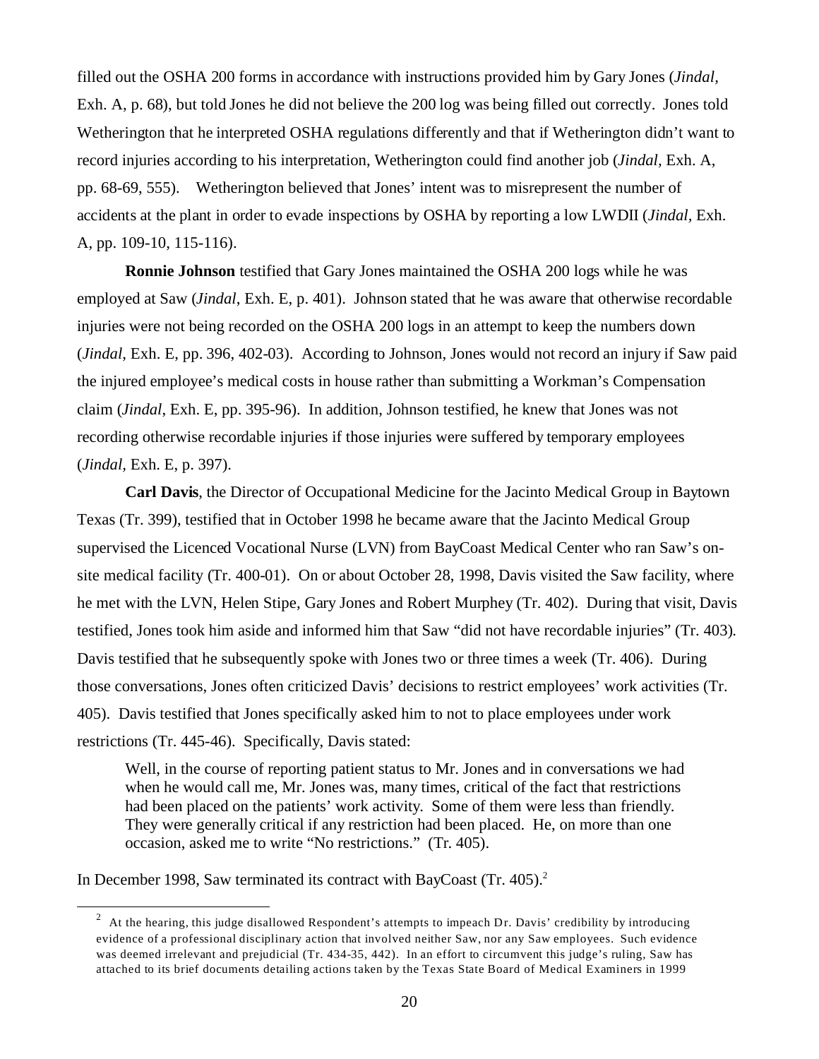filled out the OSHA 200 forms in accordance with instructions provided him by Gary Jones (*Jindal*, Exh. A, p. 68), but told Jones he did not believe the 200 log was being filled out correctly. Jones told Wetherington that he interpreted OSHA regulations differently and that if Wetherington didn't want to record injuries according to his interpretation, Wetherington could find another job (*Jindal*, Exh. A, pp. 68-69, 555). Wetherington believed that Jones' intent was to misrepresent the number of accidents at the plant in order to evade inspections by OSHA by reporting a low LWDII (*Jindal*, Exh. A, pp. 109-10, 115-116).

**Ronnie Johnson** testified that Gary Jones maintained the OSHA 200 logs while he was employed at Saw (*Jindal*, Exh. E, p. 401). Johnson stated that he was aware that otherwise recordable injuries were not being recorded on the OSHA 200 logs in an attempt to keep the numbers down (*Jindal*, Exh. E, pp. 396, 402-03). According to Johnson, Jones would not record an injury if Saw paid the injured employee's medical costs in house rather than submitting a Workman's Compensation claim (*Jindal*, Exh. E, pp. 395-96). In addition, Johnson testified, he knew that Jones was not recording otherwise recordable injuries if those injuries were suffered by temporary employees (*Jindal*, Exh. E, p. 397).

**Carl Davis**, the Director of Occupational Medicine for the Jacinto Medical Group in Baytown Texas (Tr. 399), testified that in October 1998 he became aware that the Jacinto Medical Group supervised the Licenced Vocational Nurse (LVN) from BayCoast Medical Center who ran Saw's on-site medical facility (Tr. 400-01). On or about October 28, 1998, Davis visited the Saw facility, where he met with the LVN, Helen Stipe, Gary Jones and Robert Murphey (Tr. 402). During that visit, Davis testified, Jones took him aside and informed him that Saw "did not have recordable injuries" (Tr. 403). Davis testified that he subsequently spoke with Jones two or three times a week (Tr. 406). During those conversations, Jones often criticized Davis' decisions to restrict employees' work activities (Tr. 405). Davis testified that Jones specifically asked him to not to place employees under work restrictions (Tr. 445-46). Specifically, Davis stated:

> Well, in the course of reporting patient status to Mr. Jones and in conversations we had when he would call me, Mr. Jones was, many times, critical of the fact that restrictions had been placed on the patients' work activity. Some of them were less than friendly. They were generally critical if any restriction had been placed. He, on more than one occasion, asked me to write "No restrictions." (Tr. 405).

In December 1998, Saw terminated its contract with BayCoast (Tr. 405).[2]

[2] At the hearing, this judge disallowed Respondent's attempts to impeach Dr. Davis' credibility by introducing evidence of a professional disciplinary action that involved neither Saw, nor any Saw employees. Such evidence was deemed irrelevant and prejudicial (Tr. 434-35, 442). In an effort to circumvent this judge's ruling, Saw has attached to its brief documents detailing actions taken by the Texas State Board of Medical Examiners in 1999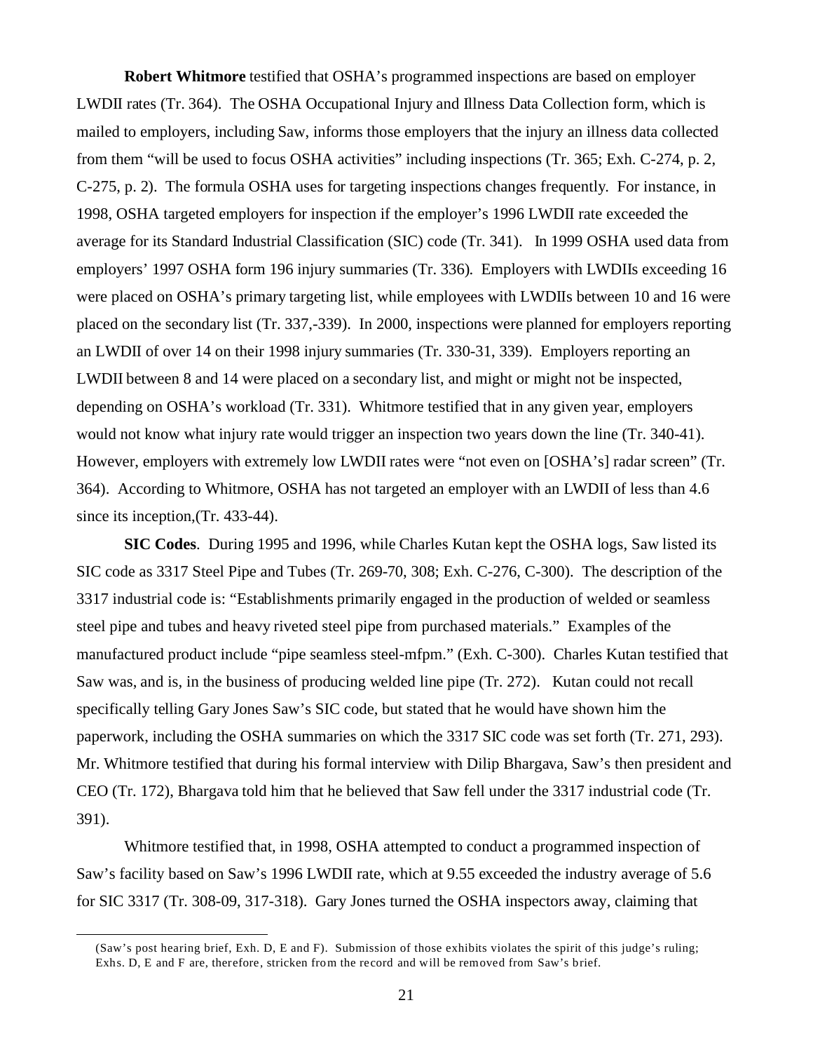**Robert Whitmore** testified that OSHA's programmed inspections are based on employer LWDII rates (Tr. 364). The OSHA Occupational Injury and Illness Data Collection form, which is mailed to employers, including Saw, informs those employers that the injury an illness data collected from them "will be used to focus OSHA activities" including inspections (Tr. 365; Exh. C-274, p. 2, C-275, p. 2). The formula OSHA uses for targeting inspections changes frequently. For instance, in 1998, OSHA targeted employers for inspection if the employer's 1996 LWDII rate exceeded the average for its Standard Industrial Classification (SIC) code (Tr. 341). In 1999 OSHA used data from employers' 1997 OSHA form 196 injury summaries (Tr. 336). Employers with LWDIIs exceeding 16 were placed on OSHA's primary targeting list, while employees with LWDIIs between 10 and 16 were placed on the secondary list (Tr. 337,-339). In 2000, inspections were planned for employers reporting an LWDII of over 14 on their 1998 injury summaries (Tr. 330-31, 339). Employers reporting an LWDII between 8 and 14 were placed on a secondary list, and might or might not be inspected, depending on OSHA's workload (Tr. 331). Whitmore testified that in any given year, employers would not know what injury rate would trigger an inspection two years down the line (Tr. 340-41). However, employers with extremely low LWDII rates were "not even on [OSHA's] radar screen" (Tr. 364). According to Whitmore, OSHA has not targeted an employer with an LWDII of less than 4.6 since its inception,(Tr. 433-44).

**SIC Codes**. During 1995 and 1996, while Charles Kutan kept the OSHA logs, Saw listed its SIC code as 3317 Steel Pipe and Tubes (Tr. 269-70, 308; Exh. C-276, C-300). The description of the 3317 industrial code is: "Establishments primarily engaged in the production of welded or seamless steel pipe and tubes and heavy riveted steel pipe from purchased materials." Examples of the manufactured product include "pipe seamless steel-mfpm." (Exh. C-300). Charles Kutan testified that Saw was, and is, in the business of producing welded line pipe (Tr. 272). Kutan could not recall specifically telling Gary Jones Saw's SIC code, but stated that he would have shown him the paperwork, including the OSHA summaries on which the 3317 SIC code was set forth (Tr. 271, 293). Mr. Whitmore testified that during his formal interview with Dilip Bhargava, Saw's then president and CEO (Tr. 172), Bhargava told him that he believed that Saw fell under the 3317 industrial code (Tr. 391).

Whitmore testified that, in 1998, OSHA attempted to conduct a programmed inspection of Saw's facility based on Saw's 1996 LWDII rate, which at 9.55 exceeded the industry average of 5.6 for SIC 3317 (Tr. 308-09, 317-318). Gary Jones turned the OSHA inspectors away, claiming that

(Saw's post hearing brief, Exh. D, E and F). Submission of those exhibits violates the spirit of this judge's ruling; Exhs. D, E and F are, therefore, stricken from the record and will be removed from Saw's brief.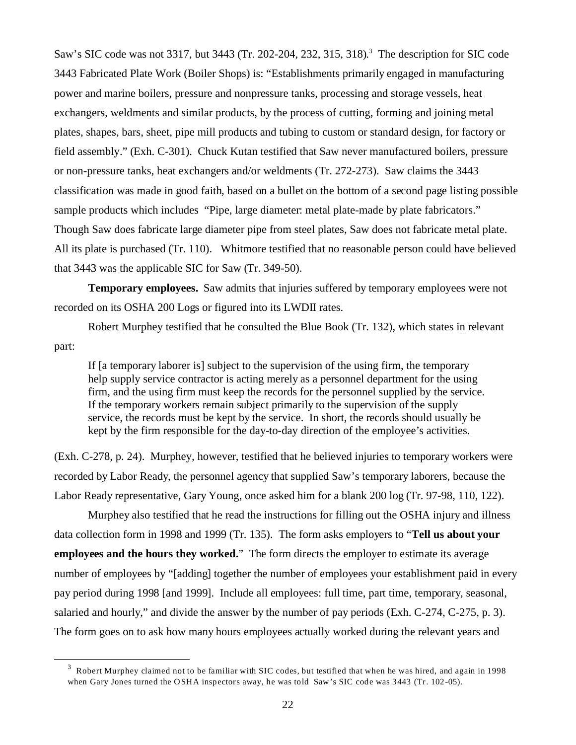Saw's SIC code was not 3317, but 3443 (Tr. 202-204, 232, 315, 318).[3] The description for SIC code 3443 Fabricated Plate Work (Boiler Shops) is: "Establishments primarily engaged in manufacturing power and marine boilers, pressure and nonpressure tanks, processing and storage vessels, heat exchangers, weldments and similar products, by the process of cutting, forming and joining metal plates, shapes, bars, sheet, pipe mill products and tubing to custom or standard design, for factory or field assembly." (Exh. C-301). Chuck Kutan testified that Saw never manufactured boilers, pressure or non-pressure tanks, heat exchangers and/or weldments (Tr. 272-273). Saw claims the 3443 classification was made in good faith, based on a bullet on the bottom of a second page listing possible sample products which includes "Pipe, large diameter: metal plate-made by plate fabricators." Though Saw does fabricate large diameter pipe from steel plates, Saw does not fabricate metal plate. All its plate is purchased (Tr. 110). Whitmore testified that no reasonable person could have believed that 3443 was the applicable SIC for Saw (Tr. 349-50).

**Temporary employees.** Saw admits that injuries suffered by temporary employees were not recorded on its OSHA 200 Logs or figured into its LWDII rates.

Robert Murphey testified that he consulted the Blue Book (Tr. 132), which states in relevant part:

> If [a temporary laborer is] subject to the supervision of the using firm, the temporary help supply service contractor is acting merely as a personnel department for the using firm, and the using firm must keep the records for the personnel supplied by the service. If the temporary workers remain subject primarily to the supervision of the supply service, the records must be kept by the service. In short, the records should usually be kept by the firm responsible for the day-to-day direction of the employee's activities.

(Exh. C-278, p. 24). Murphey, however, testified that he believed injuries to temporary workers were recorded by Labor Ready, the personnel agency that supplied Saw's temporary laborers, because the Labor Ready representative, Gary Young, once asked him for a blank 200 log (Tr. 97-98, 110, 122).

Murphey also testified that he read the instructions for filling out the OSHA injury and illness data collection form in 1998 and 1999 (Tr. 135). The form asks employers to "**Tell us about your employees and the hours they worked.**" The form directs the employer to estimate its average number of employees by "[adding] together the number of employees your establishment paid in every pay period during 1998 [and 1999]. Include all employees: full time, part time, temporary, seasonal, salaried and hourly," and divide the answer by the number of pay periods (Exh. C-274, C-275, p. 3). The form goes on to ask how many hours employees actually worked during the relevant years and

[3] Robert Murphey claimed not to be familiar with SIC codes, but testified that when he was hired, and again in 1998 when Gary Jones turned the OSHA inspectors away, he was told Saw's SIC code was 3443 (Tr. 102-05).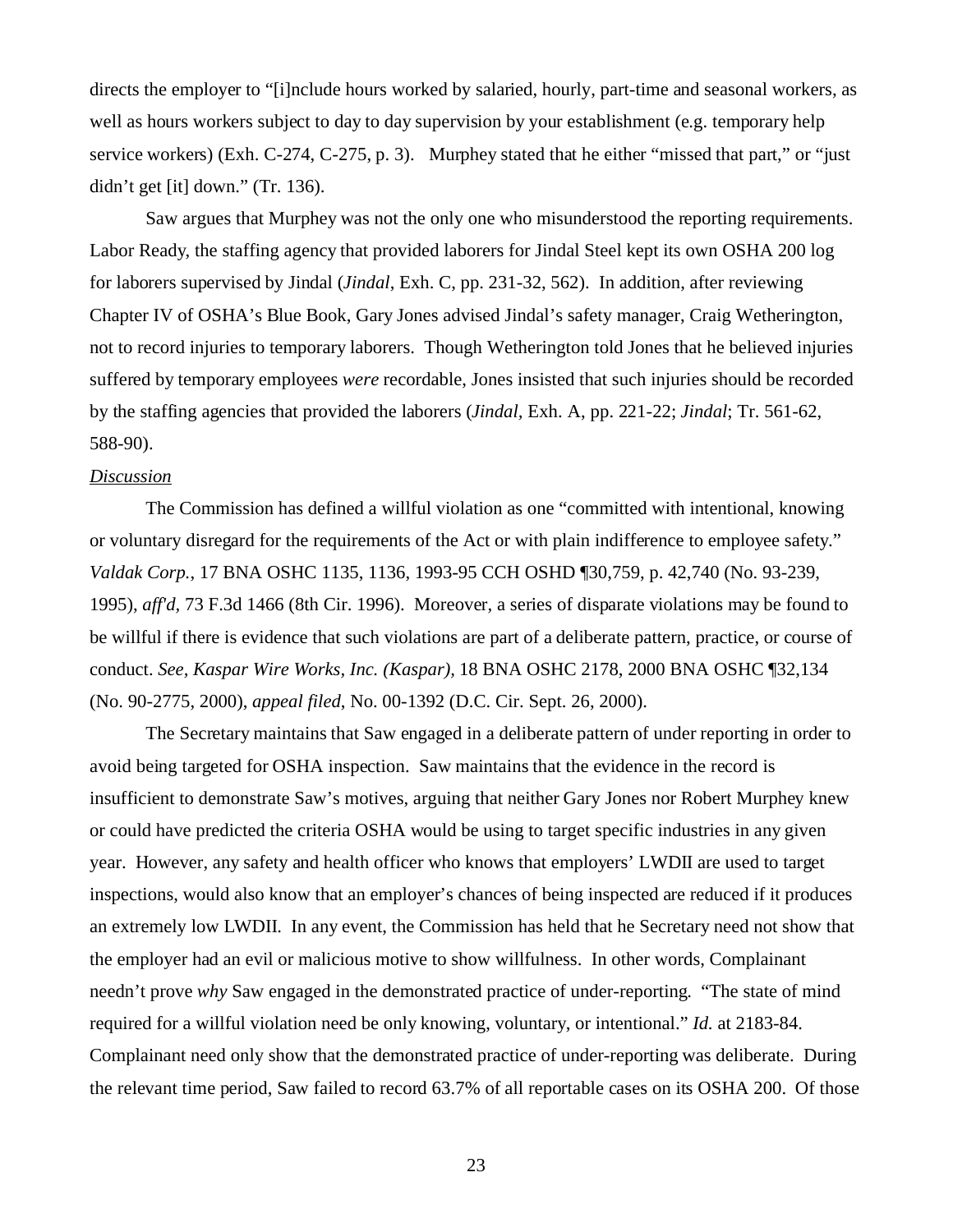directs the employer to "[i]nclude hours worked by salaried, hourly, part-time and seasonal workers, as well as hours workers subject to day to day supervision by your establishment (e.g. temporary help service workers) (Exh. C-274, C-275, p. 3). Murphey stated that he either "missed that part," or "just didn't get [it] down." (Tr. 136).

Saw argues that Murphey was not the only one who misunderstood the reporting requirements. Labor Ready, the staffing agency that provided laborers for Jindal Steel kept its own OSHA 200 log for laborers supervised by Jindal (*Jindal*, Exh. C, pp. 231-32, 562). In addition, after reviewing Chapter IV of OSHA's Blue Book, Gary Jones advised Jindal's safety manager, Craig Wetherington, not to record injuries to temporary laborers. Though Wetherington told Jones that he believed injuries suffered by temporary employees *were* recordable, Jones insisted that such injuries should be recorded by the staffing agencies that provided the laborers (*Jindal,* Exh. A, pp. 221-22; *Jindal*; Tr. 561-62, 588-90).

*Discussion*

The Commission has defined a willful violation as one "committed with intentional, knowing or voluntary disregard for the requirements of the Act or with plain indifference to employee safety." *Valdak Corp.*, 17 BNA OSHC 1135, 1136, 1993-95 CCH OSHD ¶30,759, p. 42,740 (No. 93-239, 1995), *aff'd*, 73 F.3d 1466 (8th Cir. 1996). Moreover, a series of disparate violations may be found to be willful if there is evidence that such violations are part of a deliberate pattern, practice, or course of conduct. *See*, *Kaspar Wire Works, Inc. (Kaspar),* 18 BNA OSHC 2178, 2000 BNA OSHC ¶32,134 (No. 90-2775, 2000), *appeal filed*, No. 00-1392 (D.C. Cir. Sept. 26, 2000).

The Secretary maintains that Saw engaged in a deliberate pattern of under reporting in order to avoid being targeted for OSHA inspection. Saw maintains that the evidence in the record is insufficient to demonstrate Saw's motives, arguing that neither Gary Jones nor Robert Murphey knew or could have predicted the criteria OSHA would be using to target specific industries in any given year. However, any safety and health officer who knows that employers' LWDII are used to target inspections, would also know that an employer's chances of being inspected are reduced if it produces an extremely low LWDII. In any event, the Commission has held that he Secretary need not show that the employer had an evil or malicious motive to show willfulness. In other words, Complainant needn't prove *why* Saw engaged in the demonstrated practice of under-reporting. "The state of mind required for a willful violation need be only knowing, voluntary, or intentional." *Id.* at 2183-84. Complainant need only show that the demonstrated practice of under-reporting was deliberate. During the relevant time period, Saw failed to record 63.7% of all reportable cases on its OSHA 200. Of those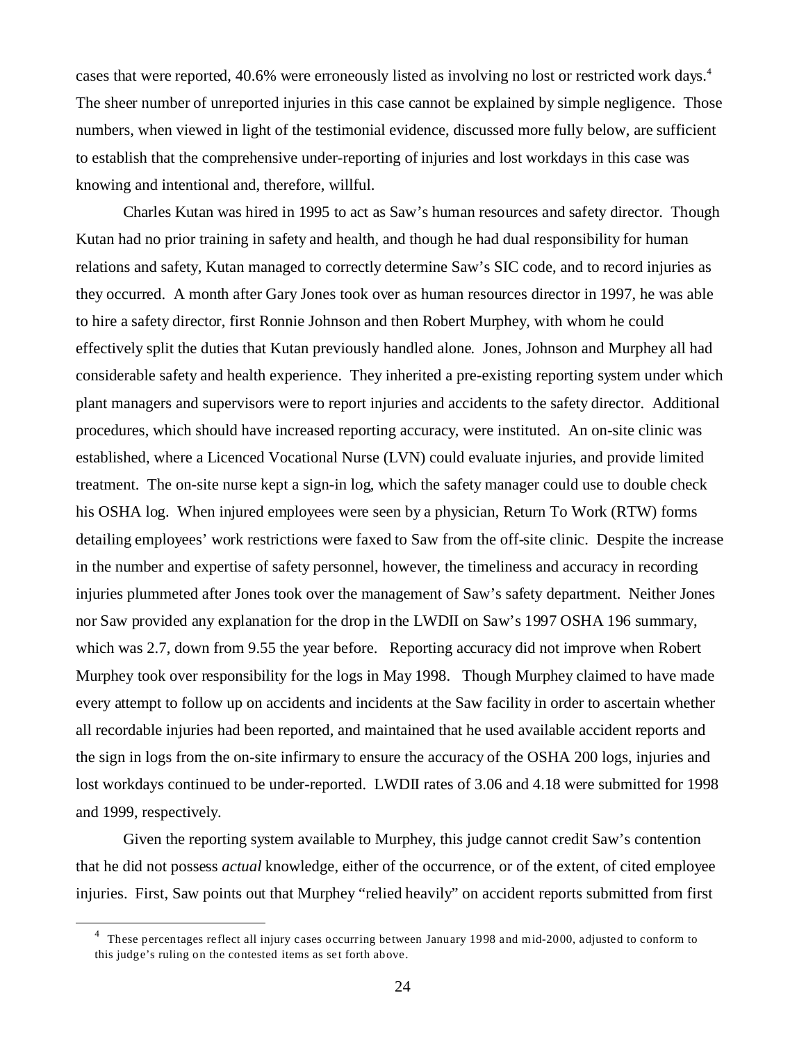cases that were reported, 40.6% were erroneously listed as involving no lost or restricted work days.[4] The sheer number of unreported injuries in this case cannot be explained by simple negligence. Those numbers, when viewed in light of the testimonial evidence, discussed more fully below, are sufficient to establish that the comprehensive under-reporting of injuries and lost workdays in this case was knowing and intentional and, therefore, willful.

Charles Kutan was hired in 1995 to act as Saw's human resources and safety director. Though Kutan had no prior training in safety and health, and though he had dual responsibility for human relations and safety, Kutan managed to correctly determine Saw's SIC code, and to record injuries as they occurred. A month after Gary Jones took over as human resources director in 1997, he was able to hire a safety director, first Ronnie Johnson and then Robert Murphey, with whom he could effectively split the duties that Kutan previously handled alone. Jones, Johnson and Murphey all had considerable safety and health experience. They inherited a pre-existing reporting system under which plant managers and supervisors were to report injuries and accidents to the safety director. Additional procedures, which should have increased reporting accuracy, were instituted. An on-site clinic was established, where a Licenced Vocational Nurse (LVN) could evaluate injuries, and provide limited treatment. The on-site nurse kept a sign-in log, which the safety manager could use to double check his OSHA log. When injured employees were seen by a physician, Return To Work (RTW) forms detailing employees' work restrictions were faxed to Saw from the off-site clinic. Despite the increase in the number and expertise of safety personnel, however, the timeliness and accuracy in recording injuries plummeted after Jones took over the management of Saw's safety department. Neither Jones nor Saw provided any explanation for the drop in the LWDII on Saw's 1997 OSHA 196 summary, which was 2.7, down from 9.55 the year before. Reporting accuracy did not improve when Robert Murphey took over responsibility for the logs in May 1998. Though Murphey claimed to have made every attempt to follow up on accidents and incidents at the Saw facility in order to ascertain whether all recordable injuries had been reported, and maintained that he used available accident reports and the sign in logs from the on-site infirmary to ensure the accuracy of the OSHA 200 logs, injuries and lost workdays continued to be under-reported. LWDII rates of 3.06 and 4.18 were submitted for 1998 and 1999, respectively.

Given the reporting system available to Murphey, this judge cannot credit Saw's contention that he did not possess *actual* knowledge, either of the occurrence, or of the extent, of cited employee injuries. First, Saw points out that Murphey "relied heavily" on accident reports submitted from first

[4] These percentages reflect all injury cases occurring between January 1998 and mid-2000, adjusted to conform to this judge's ruling on the contested items as set forth above.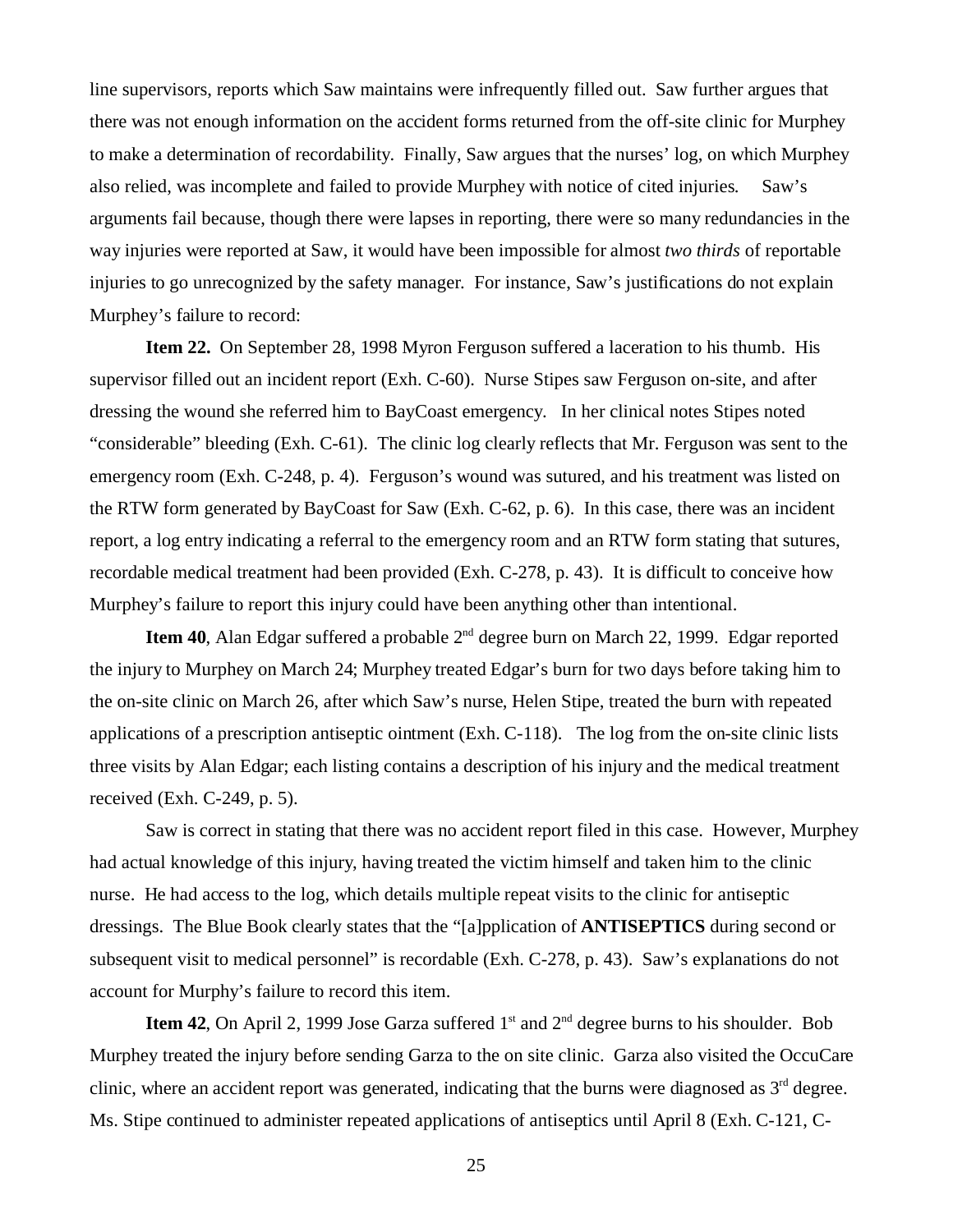line supervisors, reports which Saw maintains were infrequently filled out. Saw further argues that there was not enough information on the accident forms returned from the off-site clinic for Murphey to make a determination of recordability. Finally, Saw argues that the nurses' log, on which Murphey also relied, was incomplete and failed to provide Murphey with notice of cited injuries. Saw's arguments fail because, though there were lapses in reporting, there were so many redundancies in the way injuries were reported at Saw, it would have been impossible for almost *two thirds* of reportable injuries to go unrecognized by the safety manager. For instance, Saw's justifications do not explain Murphey's failure to record:

**Item 22.** On September 28, 1998 Myron Ferguson suffered a laceration to his thumb. His supervisor filled out an incident report (Exh. C-60). Nurse Stipes saw Ferguson on-site, and after dressing the wound she referred him to BayCoast emergency. In her clinical notes Stipes noted "considerable" bleeding (Exh. C-61). The clinic log clearly reflects that Mr. Ferguson was sent to the emergency room (Exh. C-248, p. 4). Ferguson's wound was sutured, and his treatment was listed on the RTW form generated by BayCoast for Saw (Exh. C-62, p. 6). In this case, there was an incident report, a log entry indicating a referral to the emergency room and an RTW form stating that sutures, recordable medical treatment had been provided (Exh. C-278, p. 43). It is difficult to conceive how Murphey's failure to report this injury could have been anything other than intentional.

**Item 40**, Alan Edgar suffered a probable 2nd degree burn on March 22, 1999. Edgar reported the injury to Murphey on March 24; Murphey treated Edgar's burn for two days before taking him to the on-site clinic on March 26, after which Saw's nurse, Helen Stipe, treated the burn with repeated applications of a prescription antiseptic ointment (Exh. C-118). The log from the on-site clinic lists three visits by Alan Edgar; each listing contains a description of his injury and the medical treatment received (Exh. C-249, p. 5).

Saw is correct in stating that there was no accident report filed in this case. However, Murphey had actual knowledge of this injury, having treated the victim himself and taken him to the clinic nurse. He had access to the log, which details multiple repeat visits to the clinic for antiseptic dressings. The Blue Book clearly states that the "[a]pplication of **ANTISEPTICS** during second or subsequent visit to medical personnel" is recordable (Exh. C-278, p. 43). Saw's explanations do not account for Murphy's failure to record this item.

**Item 42**, On April 2, 1999 Jose Garza suffered 1st and 2nd degree burns to his shoulder. Bob Murphey treated the injury before sending Garza to the on site clinic. Garza also visited the OccuCare clinic, where an accident report was generated, indicating that the burns were diagnosed as 3rd degree. Ms. Stipe continued to administer repeated applications of antiseptics until April 8 (Exh. C-121, C-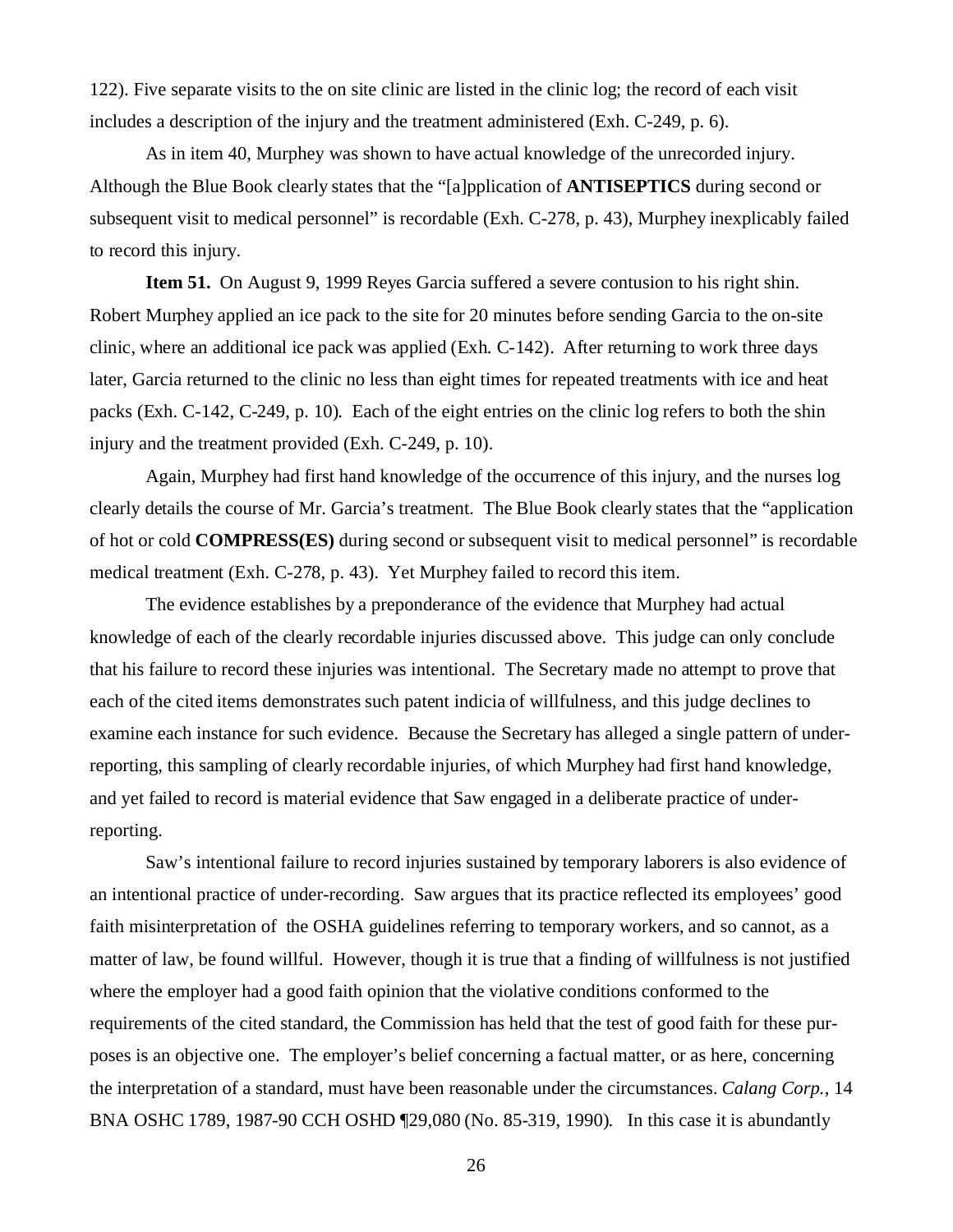122). Five separate visits to the on site clinic are listed in the clinic log; the record of each visit includes a description of the injury and the treatment administered (Exh. C-249, p. 6).

As in item 40, Murphey was shown to have actual knowledge of the unrecorded injury. Although the Blue Book clearly states that the "[a]pplication of **ANTISEPTICS** during second or subsequent visit to medical personnel" is recordable (Exh. C-278, p. 43), Murphey inexplicably failed to record this injury.

**Item 51.** On August 9, 1999 Reyes Garcia suffered a severe contusion to his right shin. Robert Murphey applied an ice pack to the site for 20 minutes before sending Garcia to the on-site clinic, where an additional ice pack was applied (Exh. C-142). After returning to work three days later, Garcia returned to the clinic no less than eight times for repeated treatments with ice and heat packs (Exh. C-142, C-249, p. 10). Each of the eight entries on the clinic log refers to both the shin injury and the treatment provided (Exh. C-249, p. 10).

Again, Murphey had first hand knowledge of the occurrence of this injury, and the nurses log clearly details the course of Mr. Garcia's treatment. The Blue Book clearly states that the "application of hot or cold **COMPRESS(ES)** during second or subsequent visit to medical personnel" is recordable medical treatment (Exh. C-278, p. 43). Yet Murphey failed to record this item.

The evidence establishes by a preponderance of the evidence that Murphey had actual knowledge of each of the clearly recordable injuries discussed above. This judge can only conclude that his failure to record these injuries was intentional. The Secretary made no attempt to prove that each of the cited items demonstrates such patent indicia of willfulness, and this judge declines to examine each instance for such evidence. Because the Secretary has alleged a single pattern of under-reporting, this sampling of clearly recordable injuries, of which Murphey had first hand knowledge, and yet failed to record is material evidence that Saw engaged in a deliberate practice of under-reporting.

Saw's intentional failure to record injuries sustained by temporary laborers is also evidence of an intentional practice of under-recording. Saw argues that its practice reflected its employees' good faith misinterpretation of the OSHA guidelines referring to temporary workers, and so cannot, as a matter of law, be found willful. However, though it is true that a finding of willfulness is not justified where the employer had a good faith opinion that the violative conditions conformed to the requirements of the cited standard, the Commission has held that the test of good faith for these purposes is an objective one. The employer's belief concerning a factual matter, or as here, concerning the interpretation of a standard, must have been reasonable under the circumstances. *Calang Corp.*, 14 BNA OSHC 1789, 1987-90 CCH OSHD ¶29,080 (No. 85-319, 1990). In this case it is abundantly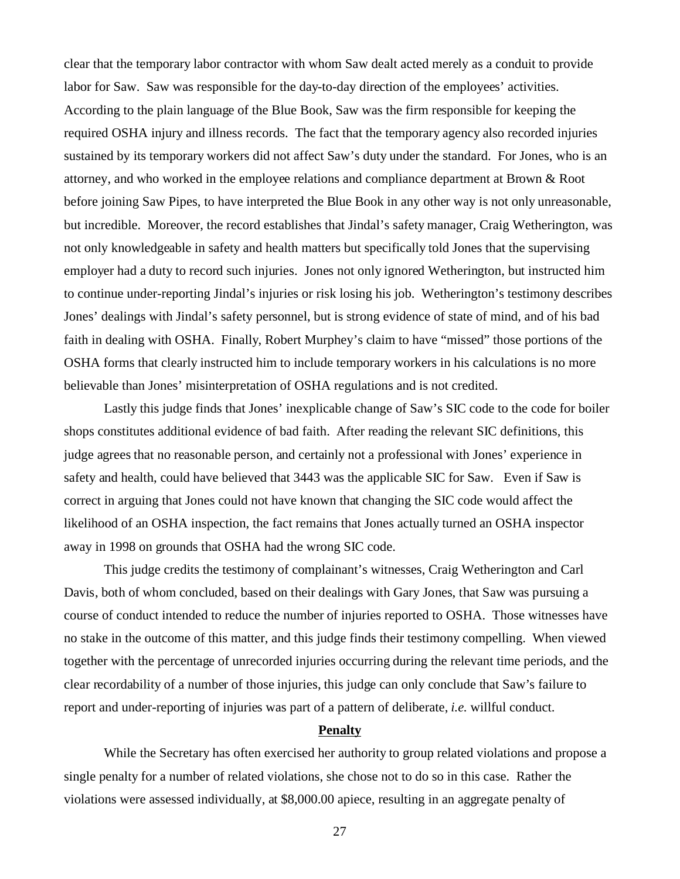clear that the temporary labor contractor with whom Saw dealt acted merely as a conduit to provide labor for Saw. Saw was responsible for the day-to-day direction of the employees' activities. According to the plain language of the Blue Book, Saw was the firm responsible for keeping the required OSHA injury and illness records. The fact that the temporary agency also recorded injuries sustained by its temporary workers did not affect Saw's duty under the standard. For Jones, who is an attorney, and who worked in the employee relations and compliance department at Brown & Root before joining Saw Pipes, to have interpreted the Blue Book in any other way is not only unreasonable, but incredible. Moreover, the record establishes that Jindal's safety manager, Craig Wetherington, was not only knowledgeable in safety and health matters but specifically told Jones that the supervising employer had a duty to record such injuries. Jones not only ignored Wetherington, but instructed him to continue under-reporting Jindal's injuries or risk losing his job. Wetherington's testimony describes Jones' dealings with Jindal's safety personnel, but is strong evidence of state of mind, and of his bad faith in dealing with OSHA. Finally, Robert Murphey's claim to have "missed" those portions of the OSHA forms that clearly instructed him to include temporary workers in his calculations is no more believable than Jones' misinterpretation of OSHA regulations and is not credited.

Lastly this judge finds that Jones' inexplicable change of Saw's SIC code to the code for boiler shops constitutes additional evidence of bad faith. After reading the relevant SIC definitions, this judge agrees that no reasonable person, and certainly not a professional with Jones' experience in safety and health, could have believed that 3443 was the applicable SIC for Saw. Even if Saw is correct in arguing that Jones could not have known that changing the SIC code would affect the likelihood of an OSHA inspection, the fact remains that Jones actually turned an OSHA inspector away in 1998 on grounds that OSHA had the wrong SIC code.

This judge credits the testimony of complainant's witnesses, Craig Wetherington and Carl Davis, both of whom concluded, based on their dealings with Gary Jones, that Saw was pursuing a course of conduct intended to reduce the number of injuries reported to OSHA. Those witnesses have no stake in the outcome of this matter, and this judge finds their testimony compelling. When viewed together with the percentage of unrecorded injuries occurring during the relevant time periods, and the clear recordability of a number of those injuries, this judge can only conclude that Saw's failure to report and under-reporting of injuries was part of a pattern of deliberate, *i.e.* willful conduct.

## Penalty

While the Secretary has often exercised her authority to group related violations and propose a single penalty for a number of related violations, she chose not to do so in this case. Rather the violations were assessed individually, at $8,000.00 apiece, resulting in an aggregate penalty of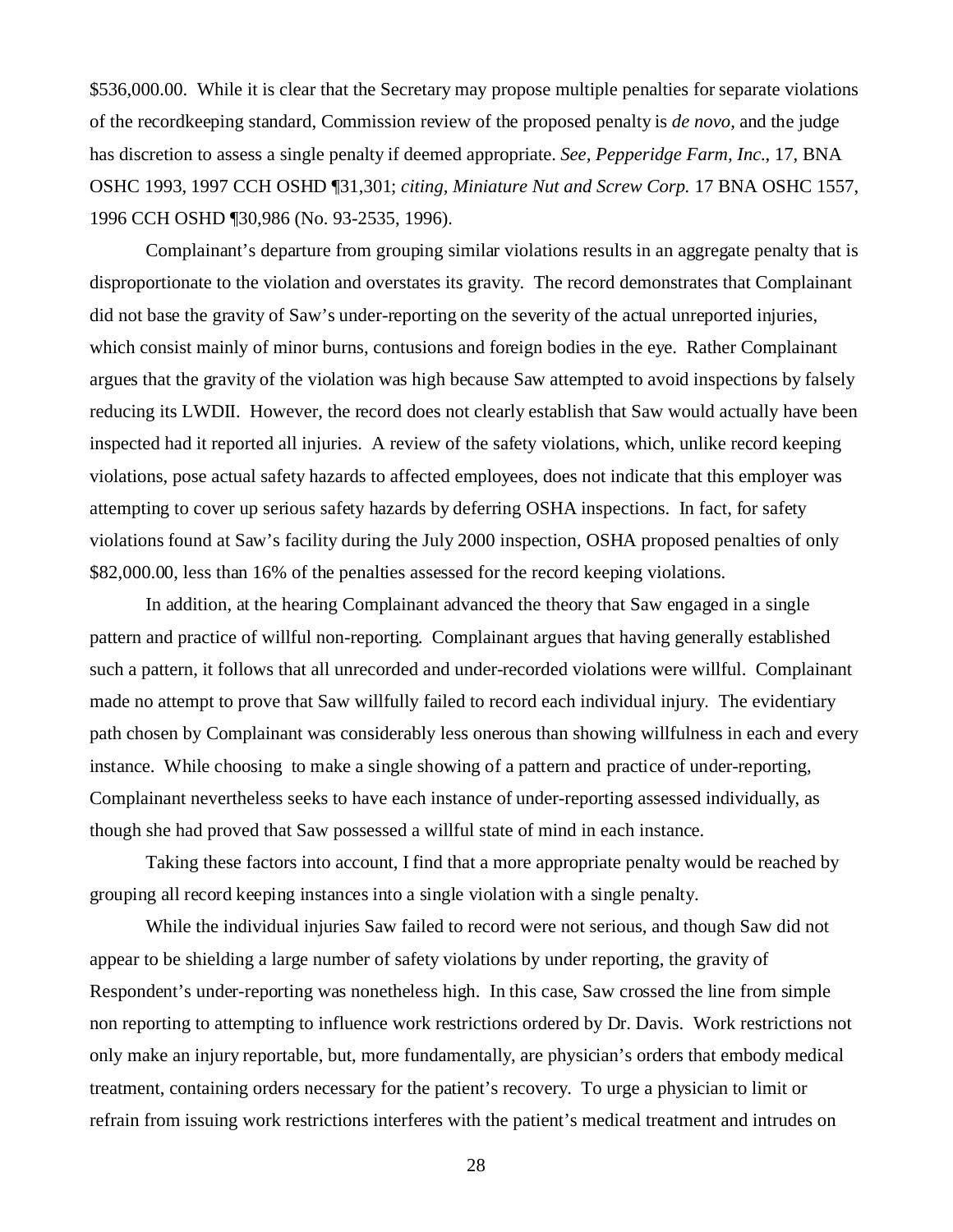$536,000.00. While it is clear that the Secretary may propose multiple penalties for separate violations of the recordkeeping standard, Commission review of the proposed penalty is *de novo*, and the judge has discretion to assess a single penalty if deemed appropriate. *See, Pepperidge Farm, Inc.*, 17, BNA OSHC 1993, 1997 CCH OSHD ¶31,301; *citing, Miniature Nut and Screw Corp.* 17 BNA OSHC 1557, 1996 CCH OSHD ¶30,986 (No. 93-2535, 1996).

Complainant's departure from grouping similar violations results in an aggregate penalty that is disproportionate to the violation and overstates its gravity. The record demonstrates that Complainant did not base the gravity of Saw's under-reporting on the severity of the actual unreported injuries, which consist mainly of minor burns, contusions and foreign bodies in the eye. Rather Complainant argues that the gravity of the violation was high because Saw attempted to avoid inspections by falsely reducing its LWDII. However, the record does not clearly establish that Saw would actually have been inspected had it reported all injuries. A review of the safety violations, which, unlike record keeping violations, pose actual safety hazards to affected employees, does not indicate that this employer was attempting to cover up serious safety hazards by deferring OSHA inspections. In fact, for safety violations found at Saw's facility during the July 2000 inspection, OSHA proposed penalties of only $82,000.00, less than 16% of the penalties assessed for the record keeping violations.

In addition, at the hearing Complainant advanced the theory that Saw engaged in a single pattern and practice of willful non-reporting. Complainant argues that having generally established such a pattern, it follows that all unrecorded and under-recorded violations were willful. Complainant made no attempt to prove that Saw willfully failed to record each individual injury. The evidentiary path chosen by Complainant was considerably less onerous than showing willfulness in each and every instance. While choosing to make a single showing of a pattern and practice of under-reporting, Complainant nevertheless seeks to have each instance of under-reporting assessed individually, as though she had proved that Saw possessed a willful state of mind in each instance.

Taking these factors into account, I find that a more appropriate penalty would be reached by grouping all record keeping instances into a single violation with a single penalty.

While the individual injuries Saw failed to record were not serious, and though Saw did not appear to be shielding a large number of safety violations by under reporting, the gravity of Respondent's under-reporting was nonetheless high. In this case, Saw crossed the line from simple non reporting to attempting to influence work restrictions ordered by Dr. Davis. Work restrictions not only make an injury reportable, but, more fundamentally, are physician's orders that embody medical treatment, containing orders necessary for the patient's recovery. To urge a physician to limit or refrain from issuing work restrictions interferes with the patient's medical treatment and intrudes on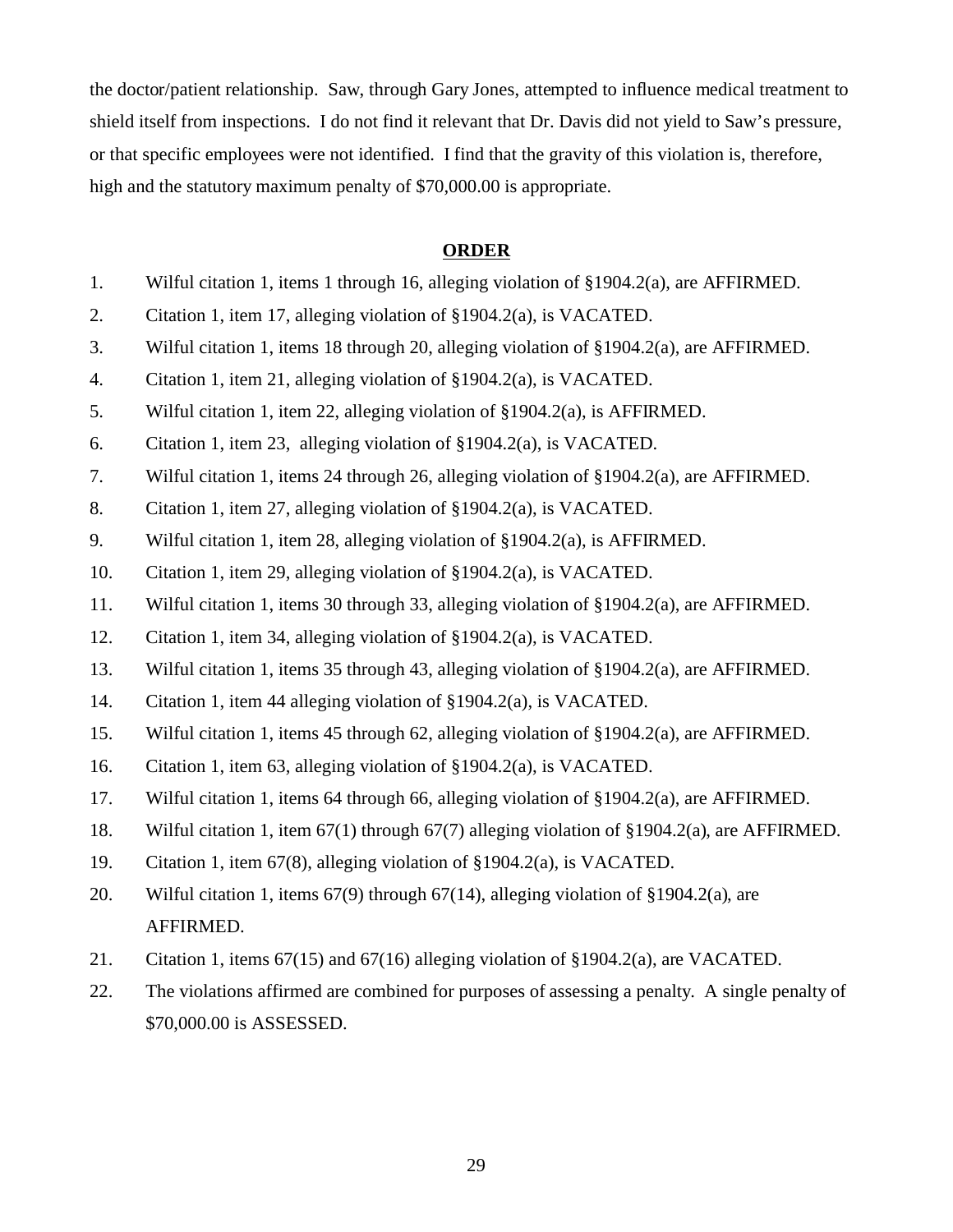the doctor/patient relationship. Saw, through Gary Jones, attempted to influence medical treatment to shield itself from inspections. I do not find it relevant that Dr. Davis did not yield to Saw's pressure, or that specific employees were not identified. I find that the gravity of this violation is, therefore, high and the statutory maximum penalty of $70,000.00 is appropriate.

## ORDER

1. Wilful citation 1, items 1 through 16, alleging violation of §1904.2(a), are AFFIRMED.
2. Citation 1, item 17, alleging violation of §1904.2(a), is VACATED.
3. Wilful citation 1, items 18 through 20, alleging violation of §1904.2(a), are AFFIRMED.
4. Citation 1, item 21, alleging violation of §1904.2(a), is VACATED.
5. Wilful citation 1, item 22, alleging violation of §1904.2(a), is AFFIRMED.
6. Citation 1, item 23, alleging violation of §1904.2(a), is VACATED.
7. Wilful citation 1, items 24 through 26, alleging violation of §1904.2(a), are AFFIRMED.
8. Citation 1, item 27, alleging violation of §1904.2(a), is VACATED.
9. Wilful citation 1, item 28, alleging violation of §1904.2(a), is AFFIRMED.
10. Citation 1, item 29, alleging violation of §1904.2(a), is VACATED.
11. Wilful citation 1, items 30 through 33, alleging violation of §1904.2(a), are AFFIRMED.
12. Citation 1, item 34, alleging violation of §1904.2(a), is VACATED.
13. Wilful citation 1, items 35 through 43, alleging violation of §1904.2(a), are AFFIRMED.
14. Citation 1, item 44 alleging violation of §1904.2(a), is VACATED.
15. Wilful citation 1, items 45 through 62, alleging violation of §1904.2(a), are AFFIRMED.
16. Citation 1, item 63, alleging violation of §1904.2(a), is VACATED.
17. Wilful citation 1, items 64 through 66, alleging violation of §1904.2(a), are AFFIRMED.
18. Wilful citation 1, item 67(1) through 67(7) alleging violation of §1904.2(a), are AFFIRMED.
19. Citation 1, item 67(8), alleging violation of §1904.2(a), is VACATED.
20. Wilful citation 1, items 67(9) through 67(14), alleging violation of §1904.2(a), are AFFIRMED.
21. Citation 1, items 67(15) and 67(16) alleging violation of §1904.2(a), are VACATED.
22. The violations affirmed are combined for purposes of assessing a penalty. A single penalty of $70,000.00 is ASSESSED.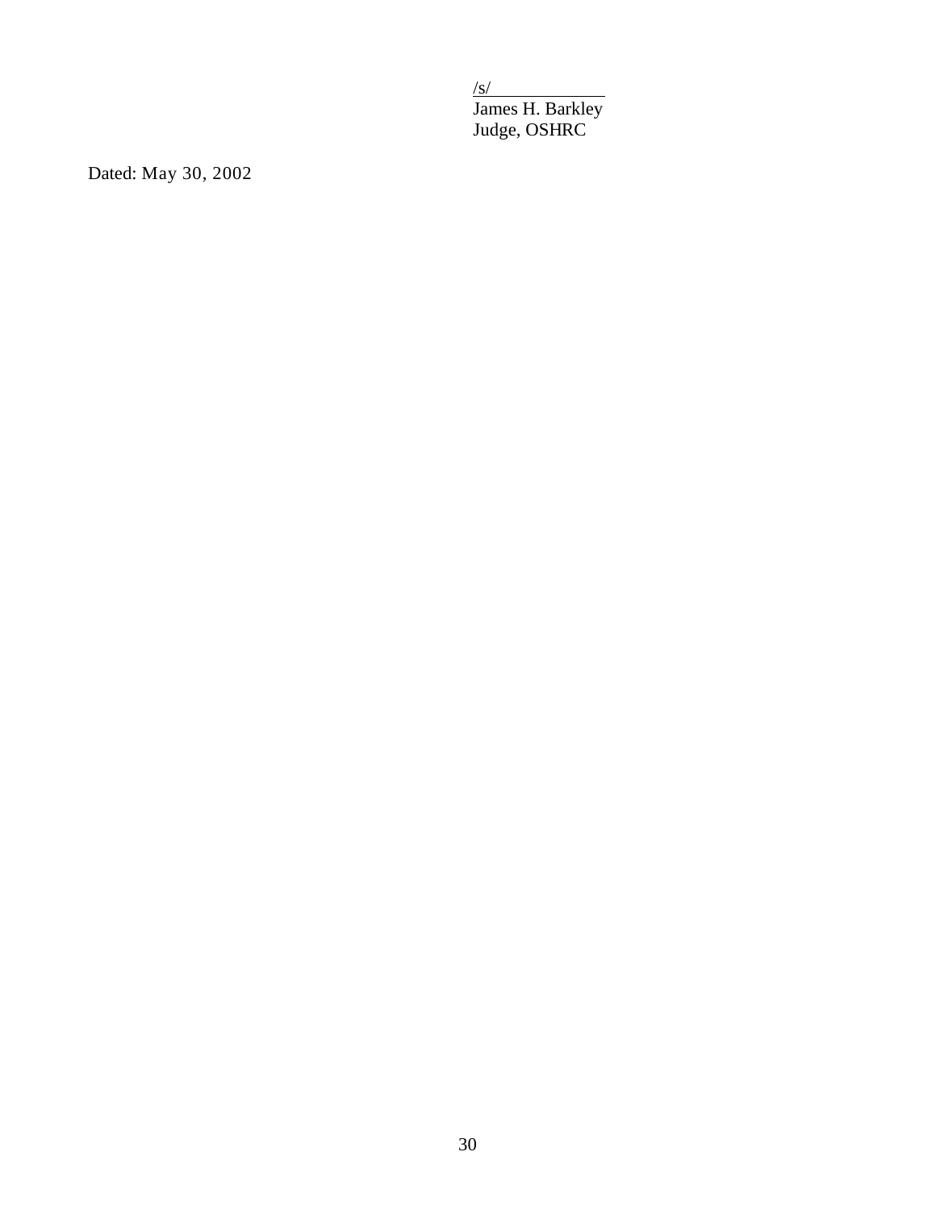/s/
James H. Barkley
Judge, OSHRC

Dated: May 30, 2002